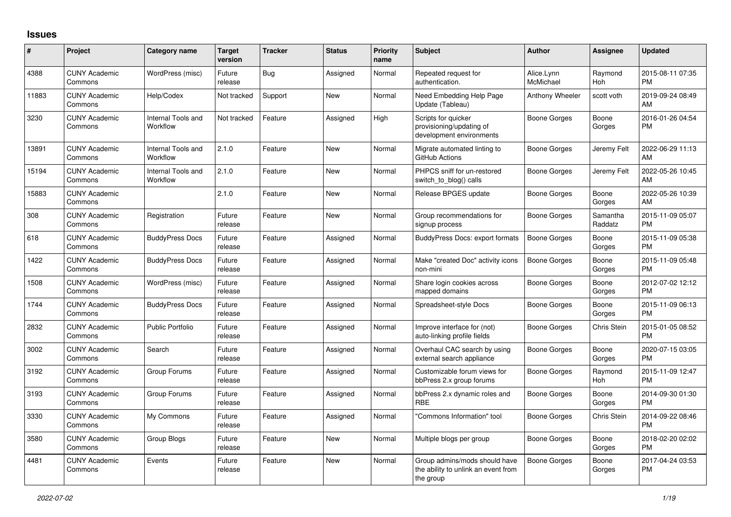## Issues

| # | Project | Category name | Target version | Tracker | Status | Priority name | Subject | Author | Assignee | Updated |
|---|---|---|---|---|---|---|---|---|---|---|
| 4388 | CUNY Academic Commons | WordPress (misc) | Future release | Bug | Assigned | Normal | Repeated request for authentication. | Alice.Lynn McMichael | Raymond Hoh | 2015-08-11 07:35 PM |
| 11883 | CUNY Academic Commons | Help/Codex | Not tracked | Support | New | Normal | Need Embedding Help Page Update (Tableau) | Anthony Wheeler | scott voth | 2019-09-24 08:49 AM |
| 3230 | CUNY Academic Commons | Internal Tools and Workflow | Not tracked | Feature | Assigned | High | Scripts for quicker provisioning/updating of development environments | Boone Gorges | Boone Gorges | 2016-01-26 04:54 PM |
| 13891 | CUNY Academic Commons | Internal Tools and Workflow | 2.1.0 | Feature | New | Normal | Migrate automated linting to GitHub Actions | Boone Gorges | Jeremy Felt | 2022-06-29 11:13 AM |
| 15194 | CUNY Academic Commons | Internal Tools and Workflow | 2.1.0 | Feature | New | Normal | PHPCS sniff for un-restored switch_to_blog() calls | Boone Gorges | Jeremy Felt | 2022-05-26 10:45 AM |
| 15883 | CUNY Academic Commons | | 2.1.0 | Feature | New | Normal | Release BPGES update | Boone Gorges | Boone Gorges | 2022-05-26 10:39 AM |
| 308 | CUNY Academic Commons | Registration | Future release | Feature | New | Normal | Group recommendations for signup process | Boone Gorges | Samantha Raddatz | 2015-11-09 05:07 PM |
| 618 | CUNY Academic Commons | BuddyPress Docs | Future release | Feature | Assigned | Normal | BuddyPress Docs: export formats | Boone Gorges | Boone Gorges | 2015-11-09 05:38 PM |
| 1422 | CUNY Academic Commons | BuddyPress Docs | Future release | Feature | Assigned | Normal | Make "created Doc" activity icons non-mini | Boone Gorges | Boone Gorges | 2015-11-09 05:48 PM |
| 1508 | CUNY Academic Commons | WordPress (misc) | Future release | Feature | Assigned | Normal | Share login cookies across mapped domains | Boone Gorges | Boone Gorges | 2012-07-02 12:12 PM |
| 1744 | CUNY Academic Commons | BuddyPress Docs | Future release | Feature | Assigned | Normal | Spreadsheet-style Docs | Boone Gorges | Boone Gorges | 2015-11-09 06:13 PM |
| 2832 | CUNY Academic Commons | Public Portfolio | Future release | Feature | Assigned | Normal | Improve interface for (not) auto-linking profile fields | Boone Gorges | Chris Stein | 2015-01-05 08:52 PM |
| 3002 | CUNY Academic Commons | Search | Future release | Feature | Assigned | Normal | Overhaul CAC search by using external search appliance | Boone Gorges | Boone Gorges | 2020-07-15 03:05 PM |
| 3192 | CUNY Academic Commons | Group Forums | Future release | Feature | Assigned | Normal | Customizable forum views for bbPress 2.x group forums | Boone Gorges | Raymond Hoh | 2015-11-09 12:47 PM |
| 3193 | CUNY Academic Commons | Group Forums | Future release | Feature | Assigned | Normal | bbPress 2.x dynamic roles and RBE | Boone Gorges | Boone Gorges | 2014-09-30 01:30 PM |
| 3330 | CUNY Academic Commons | My Commons | Future release | Feature | Assigned | Normal | "Commons Information" tool | Boone Gorges | Chris Stein | 2014-09-22 08:46 PM |
| 3580 | CUNY Academic Commons | Group Blogs | Future release | Feature | New | Normal | Multiple blogs per group | Boone Gorges | Boone Gorges | 2018-02-20 02:02 PM |
| 4481 | CUNY Academic Commons | Events | Future release | Feature | New | Normal | Group admins/mods should have the ability to unlink an event from the group | Boone Gorges | Boone Gorges | 2017-04-24 03:53 PM |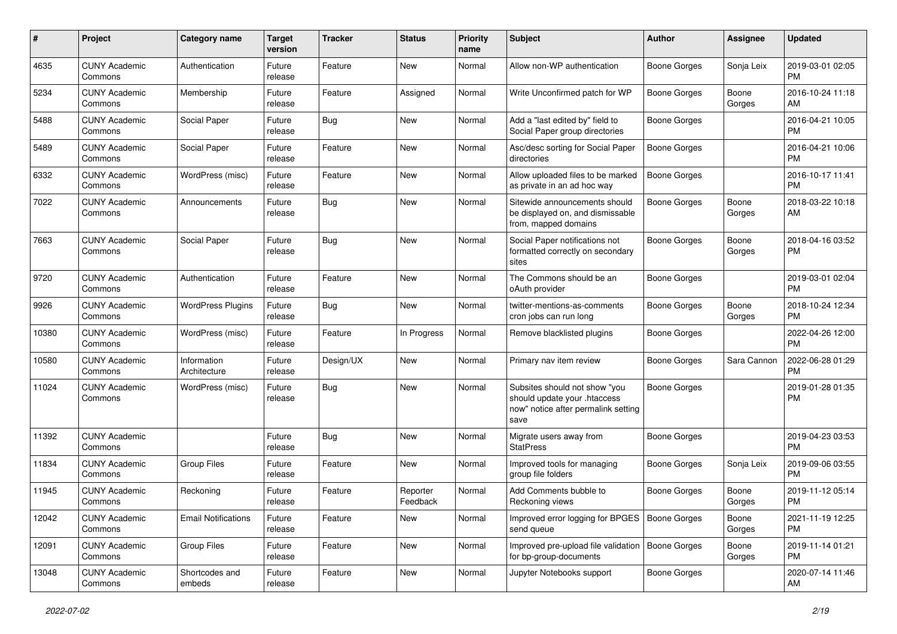| # | Project | Category name | Target version | Tracker | Status | Priority name | Subject | Author | Assignee | Updated |
|---|---|---|---|---|---|---|---|---|---|---|
| 4635 | CUNY Academic Commons | Authentication | Future release | Feature | New | Normal | Allow non-WP authentication | Boone Gorges | Sonja Leix | 2019-03-01 02:05 PM |
| 5234 | CUNY Academic Commons | Membership | Future release | Feature | Assigned | Normal | Write Unconfirmed patch for WP | Boone Gorges | Boone Gorges | 2016-10-24 11:18 AM |
| 5488 | CUNY Academic Commons | Social Paper | Future release | Bug | New | Normal | Add a "last edited by" field to Social Paper group directories | Boone Gorges | | 2016-04-21 10:05 PM |
| 5489 | CUNY Academic Commons | Social Paper | Future release | Feature | New | Normal | Asc/desc sorting for Social Paper directories | Boone Gorges | | 2016-04-21 10:06 PM |
| 6332 | CUNY Academic Commons | WordPress (misc) | Future release | Feature | New | Normal | Allow uploaded files to be marked as private in an ad hoc way | Boone Gorges | | 2016-10-17 11:41 PM |
| 7022 | CUNY Academic Commons | Announcements | Future release | Bug | New | Normal | Sitewide announcements should be displayed on, and dismissable from, mapped domains | Boone Gorges | Boone Gorges | 2018-03-22 10:18 AM |
| 7663 | CUNY Academic Commons | Social Paper | Future release | Bug | New | Normal | Social Paper notifications not formatted correctly on secondary sites | Boone Gorges | Boone Gorges | 2018-04-16 03:52 PM |
| 9720 | CUNY Academic Commons | Authentication | Future release | Feature | New | Normal | The Commons should be an oAuth provider | Boone Gorges | | 2019-03-01 02:04 PM |
| 9926 | CUNY Academic Commons | WordPress Plugins | Future release | Bug | New | Normal | twitter-mentions-as-comments cron jobs can run long | Boone Gorges | Boone Gorges | 2018-10-24 12:34 PM |
| 10380 | CUNY Academic Commons | WordPress (misc) | Future release | Feature | In Progress | Normal | Remove blacklisted plugins | Boone Gorges | | 2022-04-26 12:00 PM |
| 10580 | CUNY Academic Commons | Information Architecture | Future release | Design/UX | New | Normal | Primary nav item review | Boone Gorges | Sara Cannon | 2022-06-28 01:29 PM |
| 11024 | CUNY Academic Commons | WordPress (misc) | Future release | Bug | New | Normal | Subsites should not show "you should update your .htaccess now" notice after permalink setting save | Boone Gorges | | 2019-01-28 01:35 PM |
| 11392 | CUNY Academic Commons | | Future release | Bug | New | Normal | Migrate users away from StatPress | Boone Gorges | | 2019-04-23 03:53 PM |
| 11834 | CUNY Academic Commons | Group Files | Future release | Feature | New | Normal | Improved tools for managing group file folders | Boone Gorges | Sonja Leix | 2019-09-06 03:55 PM |
| 11945 | CUNY Academic Commons | Reckoning | Future release | Feature | Reporter Feedback | Normal | Add Comments bubble to Reckoning views | Boone Gorges | Boone Gorges | 2019-11-12 05:14 PM |
| 12042 | CUNY Academic Commons | Email Notifications | Future release | Feature | New | Normal | Improved error logging for BPGES send queue | Boone Gorges | Boone Gorges | 2021-11-19 12:25 PM |
| 12091 | CUNY Academic Commons | Group Files | Future release | Feature | New | Normal | Improved pre-upload file validation for bp-group-documents | Boone Gorges | Boone Gorges | 2019-11-14 01:21 PM |
| 13048 | CUNY Academic Commons | Shortcodes and embeds | Future release | Feature | New | Normal | Jupyter Notebooks support | Boone Gorges | | 2020-07-14 11:46 AM |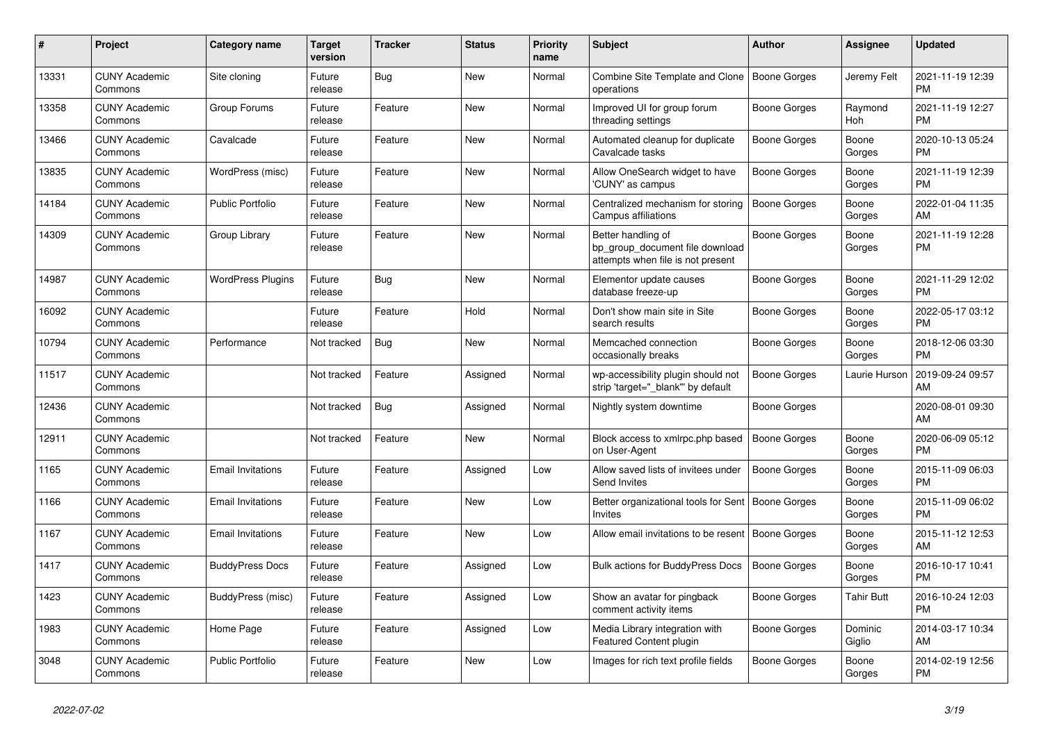| # | Project | Category name | Target version | Tracker | Status | Priority name | Subject | Author | Assignee | Updated |
|---|---|---|---|---|---|---|---|---|---|---|
| 13331 | CUNY Academic Commons | Site cloning | Future release | Bug | New | Normal | Combine Site Template and Clone operations | Boone Gorges | Jeremy Felt | 2021-11-19 12:39 PM |
| 13358 | CUNY Academic Commons | Group Forums | Future release | Feature | New | Normal | Improved UI for group forum threading settings | Boone Gorges | Raymond Hoh | 2021-11-19 12:27 PM |
| 13466 | CUNY Academic Commons | Cavalcade | Future release | Feature | New | Normal | Automated cleanup for duplicate Cavalcade tasks | Boone Gorges | Boone Gorges | 2020-10-13 05:24 PM |
| 13835 | CUNY Academic Commons | WordPress (misc) | Future release | Feature | New | Normal | Allow OneSearch widget to have 'CUNY' as campus | Boone Gorges | Boone Gorges | 2021-11-19 12:39 PM |
| 14184 | CUNY Academic Commons | Public Portfolio | Future release | Feature | New | Normal | Centralized mechanism for storing Campus affiliations | Boone Gorges | Boone Gorges | 2022-01-04 11:35 AM |
| 14309 | CUNY Academic Commons | Group Library | Future release | Feature | New | Normal | Better handling of bp_group_document file download attempts when file is not present | Boone Gorges | Boone Gorges | 2021-11-19 12:28 PM |
| 14987 | CUNY Academic Commons | WordPress Plugins | Future release | Bug | New | Normal | Elementor update causes database freeze-up | Boone Gorges | Boone Gorges | 2021-11-29 12:02 PM |
| 16092 | CUNY Academic Commons | | Future release | Feature | Hold | Normal | Don't show main site in Site search results | Boone Gorges | Boone Gorges | 2022-05-17 03:12 PM |
| 10794 | CUNY Academic Commons | Performance | Not tracked | Bug | New | Normal | Memcached connection occasionally breaks | Boone Gorges | Boone Gorges | 2018-12-06 03:30 PM |
| 11517 | CUNY Academic Commons | | Not tracked | Feature | Assigned | Normal | wp-accessibility plugin should not strip 'target="_blank"' by default | Boone Gorges | Laurie Hurson | 2019-09-24 09:57 AM |
| 12436 | CUNY Academic Commons | | Not tracked | Bug | Assigned | Normal | Nightly system downtime | Boone Gorges | | 2020-08-01 09:30 AM |
| 12911 | CUNY Academic Commons | | Not tracked | Feature | New | Normal | Block access to xmlrpc.php based on User-Agent | Boone Gorges | Boone Gorges | 2020-06-09 05:12 PM |
| 1165 | CUNY Academic Commons | Email Invitations | Future release | Feature | Assigned | Low | Allow saved lists of invitees under Send Invites | Boone Gorges | Boone Gorges | 2015-11-09 06:03 PM |
| 1166 | CUNY Academic Commons | Email Invitations | Future release | Feature | New | Low | Better organizational tools for Sent Invites | Boone Gorges | Boone Gorges | 2015-11-09 06:02 PM |
| 1167 | CUNY Academic Commons | Email Invitations | Future release | Feature | New | Low | Allow email invitations to be resent | Boone Gorges | Boone Gorges | 2015-11-12 12:53 AM |
| 1417 | CUNY Academic Commons | BuddyPress Docs | Future release | Feature | Assigned | Low | Bulk actions for BuddyPress Docs | Boone Gorges | Boone Gorges | 2016-10-17 10:41 PM |
| 1423 | CUNY Academic Commons | BuddyPress (misc) | Future release | Feature | Assigned | Low | Show an avatar for pingback comment activity items | Boone Gorges | Tahir Butt | 2016-10-24 12:03 PM |
| 1983 | CUNY Academic Commons | Home Page | Future release | Feature | Assigned | Low | Media Library integration with Featured Content plugin | Boone Gorges | Dominic Giglio | 2014-03-17 10:34 AM |
| 3048 | CUNY Academic Commons | Public Portfolio | Future release | Feature | New | Low | Images for rich text profile fields | Boone Gorges | Boone Gorges | 2014-02-19 12:56 PM |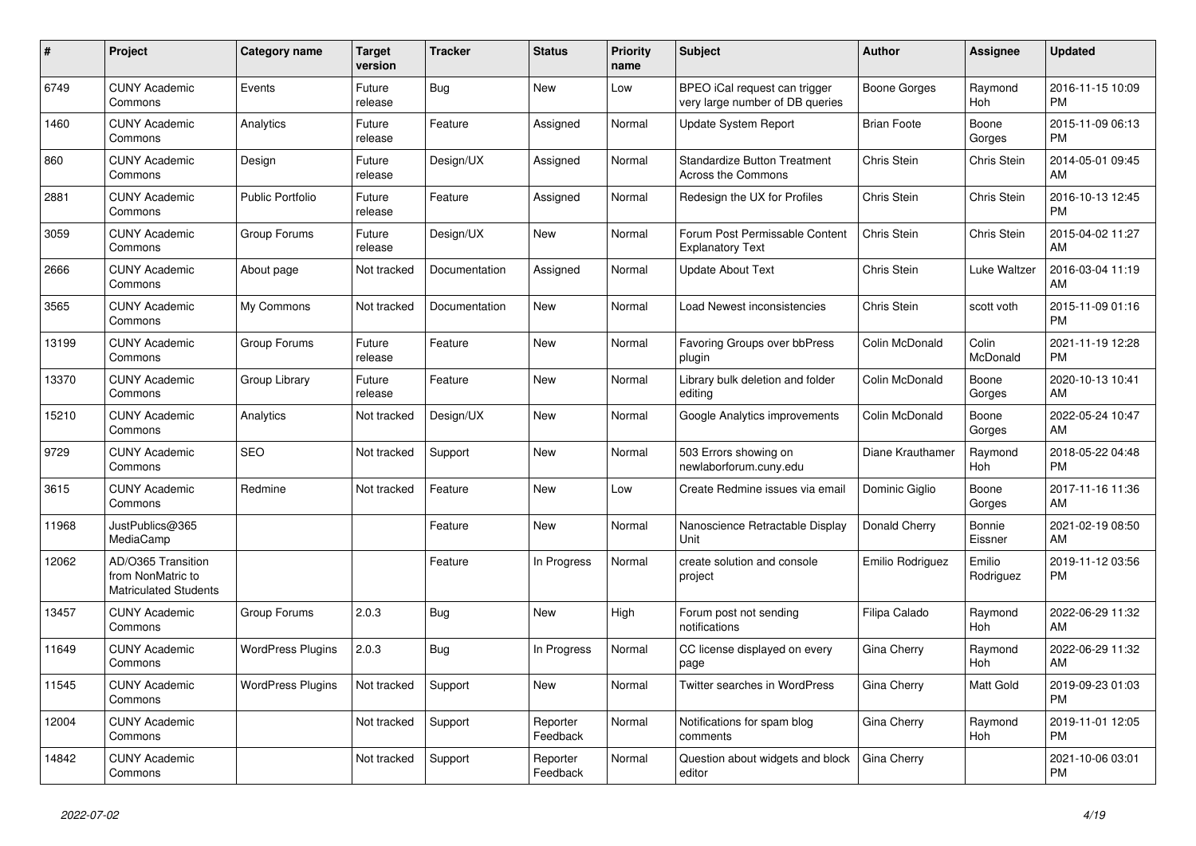| # | Project | Category name | Target version | Tracker | Status | Priority name | Subject | Author | Assignee | Updated |
|---|---|---|---|---|---|---|---|---|---|---|
| 6749 | CUNY Academic Commons | Events | Future release | Bug | New | Low | BPEO iCal request can trigger very large number of DB queries | Boone Gorges | Raymond Hoh | 2016-11-15 10:09 PM |
| 1460 | CUNY Academic Commons | Analytics | Future release | Feature | Assigned | Normal | Update System Report | Brian Foote | Boone Gorges | 2015-11-09 06:13 PM |
| 860 | CUNY Academic Commons | Design | Future release | Design/UX | Assigned | Normal | Standardize Button Treatment Across the Commons | Chris Stein | Chris Stein | 2014-05-01 09:45 AM |
| 2881 | CUNY Academic Commons | Public Portfolio | Future release | Feature | Assigned | Normal | Redesign the UX for Profiles | Chris Stein | Chris Stein | 2016-10-13 12:45 PM |
| 3059 | CUNY Academic Commons | Group Forums | Future release | Design/UX | New | Normal | Forum Post Permissable Content Explanatory Text | Chris Stein | Chris Stein | 2015-04-02 11:27 AM |
| 2666 | CUNY Academic Commons | About page | Not tracked | Documentation | Assigned | Normal | Update About Text | Chris Stein | Luke Waltzer | 2016-03-04 11:19 AM |
| 3565 | CUNY Academic Commons | My Commons | Not tracked | Documentation | New | Normal | Load Newest inconsistencies | Chris Stein | scott voth | 2015-11-09 01:16 PM |
| 13199 | CUNY Academic Commons | Group Forums | Future release | Feature | New | Normal | Favoring Groups over bbPress plugin | Colin McDonald | Colin McDonald | 2021-11-19 12:28 PM |
| 13370 | CUNY Academic Commons | Group Library | Future release | Feature | New | Normal | Library bulk deletion and folder editing | Colin McDonald | Boone Gorges | 2020-10-13 10:41 AM |
| 15210 | CUNY Academic Commons | Analytics | Not tracked | Design/UX | New | Normal | Google Analytics improvements | Colin McDonald | Boone Gorges | 2022-05-24 10:47 AM |
| 9729 | CUNY Academic Commons | SEO | Not tracked | Support | New | Normal | 503 Errors showing on newlaborforum.cuny.edu | Diane Krauthamer | Raymond Hoh | 2018-05-22 04:48 PM |
| 3615 | CUNY Academic Commons | Redmine | Not tracked | Feature | New | Low | Create Redmine issues via email | Dominic Giglio | Boone Gorges | 2017-11-16 11:36 AM |
| 11968 | JustPublics@365 MediaCamp | | | Feature | New | Normal | Nanoscience Retractable Display Unit | Donald Cherry | Bonnie Eissner | 2021-02-19 08:50 AM |
| 12062 | AD/O365 Transition from NonMatric to Matriculated Students | | | Feature | In Progress | Normal | create solution and console project | Emilio Rodriguez | Emilio Rodriguez | 2019-11-12 03:56 PM |
| 13457 | CUNY Academic Commons | Group Forums | 2.0.3 | Bug | New | High | Forum post not sending notifications | Filipa Calado | Raymond Hoh | 2022-06-29 11:32 AM |
| 11649 | CUNY Academic Commons | WordPress Plugins | 2.0.3 | Bug | In Progress | Normal | CC license displayed on every page | Gina Cherry | Raymond Hoh | 2022-06-29 11:32 AM |
| 11545 | CUNY Academic Commons | WordPress Plugins | Not tracked | Support | New | Normal | Twitter searches in WordPress | Gina Cherry | Matt Gold | 2019-09-23 01:03 PM |
| 12004 | CUNY Academic Commons | | Not tracked | Support | Reporter Feedback | Normal | Notifications for spam blog comments | Gina Cherry | Raymond Hoh | 2019-11-01 12:05 PM |
| 14842 | CUNY Academic Commons | | Not tracked | Support | Reporter Feedback | Normal | Question about widgets and block editor | Gina Cherry | | 2021-10-06 03:01 PM |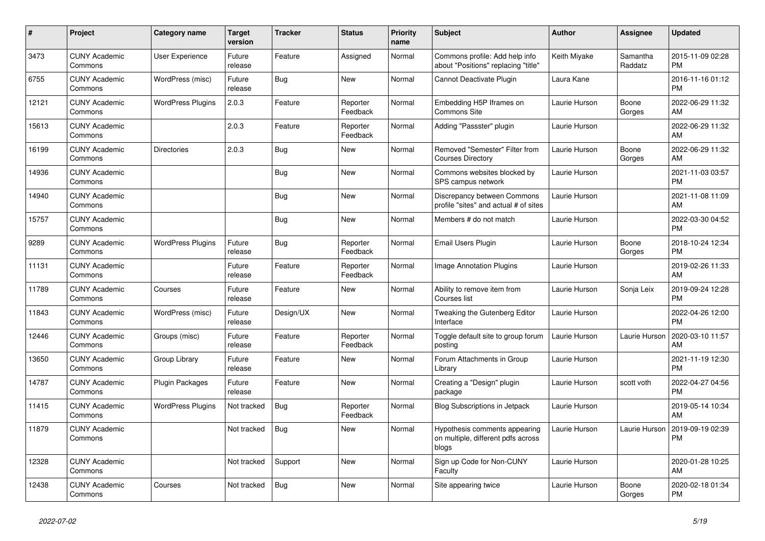| # | Project | Category name | Target version | Tracker | Status | Priority name | Subject | Author | Assignee | Updated |
|---|---|---|---|---|---|---|---|---|---|---|
| 3473 | CUNY Academic Commons | User Experience | Future release | Feature | Assigned | Normal | Commons profile: Add help info about "Positions" replacing "title" | Keith Miyake | Samantha Raddatz | 2015-11-09 02:28 PM |
| 6755 | CUNY Academic Commons | WordPress (misc) | Future release | Bug | New | Normal | Cannot Deactivate Plugin | Laura Kane | | 2016-11-16 01:12 PM |
| 12121 | CUNY Academic Commons | WordPress Plugins | 2.0.3 | Feature | Reporter Feedback | Normal | Embedding H5P Iframes on Commons Site | Laurie Hurson | Boone Gorges | 2022-06-29 11:32 AM |
| 15613 | CUNY Academic Commons | | 2.0.3 | Feature | Reporter Feedback | Normal | Adding "Passster" plugin | Laurie Hurson | | 2022-06-29 11:32 AM |
| 16199 | CUNY Academic Commons | Directories | 2.0.3 | Bug | New | Normal | Removed "Semester" Filter from Courses Directory | Laurie Hurson | Boone Gorges | 2022-06-29 11:32 AM |
| 14936 | CUNY Academic Commons | | | Bug | New | Normal | Commons websites blocked by SPS campus network | Laurie Hurson | | 2021-11-03 03:57 PM |
| 14940 | CUNY Academic Commons | | | Bug | New | Normal | Discrepancy between Commons profile "sites" and actual # of sites | Laurie Hurson | | 2021-11-08 11:09 AM |
| 15757 | CUNY Academic Commons | | | Bug | New | Normal | Members # do not match | Laurie Hurson | | 2022-03-30 04:52 PM |
| 9289 | CUNY Academic Commons | WordPress Plugins | Future release | Bug | Reporter Feedback | Normal | Email Users Plugin | Laurie Hurson | Boone Gorges | 2018-10-24 12:34 PM |
| 11131 | CUNY Academic Commons | | Future release | Feature | Reporter Feedback | Normal | Image Annotation Plugins | Laurie Hurson | | 2019-02-26 11:33 AM |
| 11789 | CUNY Academic Commons | Courses | Future release | Feature | New | Normal | Ability to remove item from Courses list | Laurie Hurson | Sonja Leix | 2019-09-24 12:28 PM |
| 11843 | CUNY Academic Commons | WordPress (misc) | Future release | Design/UX | New | Normal | Tweaking the Gutenberg Editor Interface | Laurie Hurson | | 2022-04-26 12:00 PM |
| 12446 | CUNY Academic Commons | Groups (misc) | Future release | Feature | Reporter Feedback | Normal | Toggle default site to group forum posting | Laurie Hurson | Laurie Hurson | 2020-03-10 11:57 AM |
| 13650 | CUNY Academic Commons | Group Library | Future release | Feature | New | Normal | Forum Attachments in Group Library | Laurie Hurson | | 2021-11-19 12:30 PM |
| 14787 | CUNY Academic Commons | Plugin Packages | Future release | Feature | New | Normal | Creating a "Design" plugin package | Laurie Hurson | scott voth | 2022-04-27 04:56 PM |
| 11415 | CUNY Academic Commons | WordPress Plugins | Not tracked | Bug | Reporter Feedback | Normal | Blog Subscriptions in Jetpack | Laurie Hurson | | 2019-05-14 10:34 AM |
| 11879 | CUNY Academic Commons | | Not tracked | Bug | New | Normal | Hypothesis comments appearing on multiple, different pdfs across blogs | Laurie Hurson | Laurie Hurson | 2019-09-19 02:39 PM |
| 12328 | CUNY Academic Commons | | Not tracked | Support | New | Normal | Sign up Code for Non-CUNY Faculty | Laurie Hurson | | 2020-01-28 10:25 AM |
| 12438 | CUNY Academic Commons | Courses | Not tracked | Bug | New | Normal | Site appearing twice | Laurie Hurson | Boone Gorges | 2020-02-18 01:34 PM |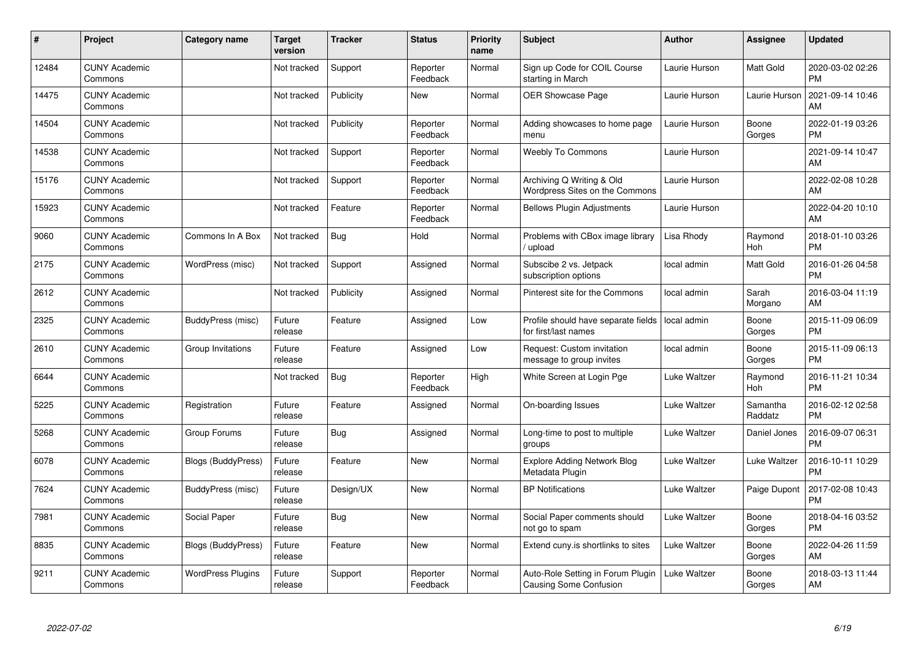| # | Project | Category name | Target version | Tracker | Status | Priority name | Subject | Author | Assignee | Updated |
|---|---|---|---|---|---|---|---|---|---|---|
| 12484 | CUNY Academic Commons | | Not tracked | Support | Reporter Feedback | Normal | Sign up Code for COIL Course starting in March | Laurie Hurson | Matt Gold | 2020-03-02 02:26 PM |
| 14475 | CUNY Academic Commons | | Not tracked | Publicity | New | Normal | OER Showcase Page | Laurie Hurson | Laurie Hurson | 2021-09-14 10:46 AM |
| 14504 | CUNY Academic Commons | | Not tracked | Publicity | Reporter Feedback | Normal | Adding showcases to home page menu | Laurie Hurson | Boone Gorges | 2022-01-19 03:26 PM |
| 14538 | CUNY Academic Commons | | Not tracked | Support | Reporter Feedback | Normal | Weebly To Commons | Laurie Hurson | | 2021-09-14 10:47 AM |
| 15176 | CUNY Academic Commons | | Not tracked | Support | Reporter Feedback | Normal | Archiving Q Writing & Old Wordpress Sites on the Commons | Laurie Hurson | | 2022-02-08 10:28 AM |
| 15923 | CUNY Academic Commons | | Not tracked | Feature | Reporter Feedback | Normal | Bellows Plugin Adjustments | Laurie Hurson | | 2022-04-20 10:10 AM |
| 9060 | CUNY Academic Commons | Commons In A Box | Not tracked | Bug | Hold | Normal | Problems with CBox image library / upload | Lisa Rhody | Raymond Hoh | 2018-01-10 03:26 PM |
| 2175 | CUNY Academic Commons | WordPress (misc) | Not tracked | Support | Assigned | Normal | Subscibe 2 vs. Jetpack subscription options | local admin | Matt Gold | 2016-01-26 04:58 PM |
| 2612 | CUNY Academic Commons | | Not tracked | Publicity | Assigned | Normal | Pinterest site for the Commons | local admin | Sarah Morgano | 2016-03-04 11:19 AM |
| 2325 | CUNY Academic Commons | BuddyPress (misc) | Future release | Feature | Assigned | Low | Profile should have separate fields for first/last names | local admin | Boone Gorges | 2015-11-09 06:09 PM |
| 2610 | CUNY Academic Commons | Group Invitations | Future release | Feature | Assigned | Low | Request: Custom invitation message to group invites | local admin | Boone Gorges | 2015-11-09 06:13 PM |
| 6644 | CUNY Academic Commons | | Not tracked | Bug | Reporter Feedback | High | White Screen at Login Pge | Luke Waltzer | Raymond Hoh | 2016-11-21 10:34 PM |
| 5225 | CUNY Academic Commons | Registration | Future release | Feature | Assigned | Normal | On-boarding Issues | Luke Waltzer | Samantha Raddatz | 2016-02-12 02:58 PM |
| 5268 | CUNY Academic Commons | Group Forums | Future release | Bug | Assigned | Normal | Long-time to post to multiple groups | Luke Waltzer | Daniel Jones | 2016-09-07 06:31 PM |
| 6078 | CUNY Academic Commons | Blogs (BuddyPress) | Future release | Feature | New | Normal | Explore Adding Network Blog Metadata Plugin | Luke Waltzer | Luke Waltzer | 2016-10-11 10:29 PM |
| 7624 | CUNY Academic Commons | BuddyPress (misc) | Future release | Design/UX | New | Normal | BP Notifications | Luke Waltzer | Paige Dupont | 2017-02-08 10:43 PM |
| 7981 | CUNY Academic Commons | Social Paper | Future release | Bug | New | Normal | Social Paper comments should not go to spam | Luke Waltzer | Boone Gorges | 2018-04-16 03:52 PM |
| 8835 | CUNY Academic Commons | Blogs (BuddyPress) | Future release | Feature | New | Normal | Extend cuny.is shortlinks to sites | Luke Waltzer | Boone Gorges | 2022-04-26 11:59 AM |
| 9211 | CUNY Academic Commons | WordPress Plugins | Future release | Support | Reporter Feedback | Normal | Auto-Role Setting in Forum Plugin Causing Some Confusion | Luke Waltzer | Boone Gorges | 2018-03-13 11:44 AM |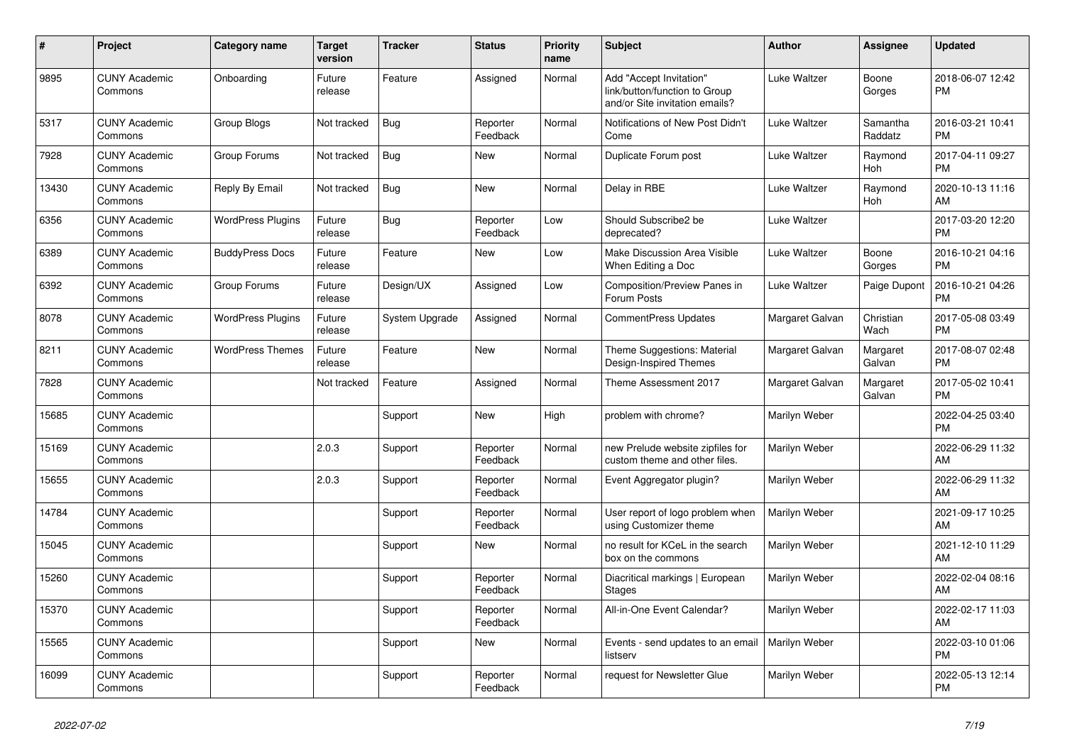| # | Project | Category name | Target version | Tracker | Status | Priority name | Subject | Author | Assignee | Updated |
|---|---|---|---|---|---|---|---|---|---|---|
| 9895 | CUNY Academic Commons | Onboarding | Future release | Feature | Assigned | Normal | Add "Accept Invitation" link/button/function to Group and/or Site invitation emails? | Luke Waltzer | Boone Gorges | 2018-06-07 12:42 PM |
| 5317 | CUNY Academic Commons | Group Blogs | Not tracked | Bug | Reporter Feedback | Normal | Notifications of New Post Didn't Come | Luke Waltzer | Samantha Raddatz | 2016-03-21 10:41 PM |
| 7928 | CUNY Academic Commons | Group Forums | Not tracked | Bug | New | Normal | Duplicate Forum post | Luke Waltzer | Raymond Hoh | 2017-04-11 09:27 PM |
| 13430 | CUNY Academic Commons | Reply By Email | Not tracked | Bug | New | Normal | Delay in RBE | Luke Waltzer | Raymond Hoh | 2020-10-13 11:16 AM |
| 6356 | CUNY Academic Commons | WordPress Plugins | Future release | Bug | Reporter Feedback | Low | Should Subscribe2 be deprecated? | Luke Waltzer | | 2017-03-20 12:20 PM |
| 6389 | CUNY Academic Commons | BuddyPress Docs | Future release | Feature | New | Low | Make Discussion Area Visible When Editing a Doc | Luke Waltzer | Boone Gorges | 2016-10-21 04:16 PM |
| 6392 | CUNY Academic Commons | Group Forums | Future release | Design/UX | Assigned | Low | Composition/Preview Panes in Forum Posts | Luke Waltzer | Paige Dupont | 2016-10-21 04:26 PM |
| 8078 | CUNY Academic Commons | WordPress Plugins | Future release | System Upgrade | Assigned | Normal | CommentPress Updates | Margaret Galvan | Christian Wach | 2017-05-08 03:49 PM |
| 8211 | CUNY Academic Commons | WordPress Themes | Future release | Feature | New | Normal | Theme Suggestions: Material Design-Inspired Themes | Margaret Galvan | Margaret Galvan | 2017-08-07 02:48 PM |
| 7828 | CUNY Academic Commons | | Not tracked | Feature | Assigned | Normal | Theme Assessment 2017 | Margaret Galvan | Margaret Galvan | 2017-05-02 10:41 PM |
| 15685 | CUNY Academic Commons | | | Support | New | High | problem with chrome? | Marilyn Weber | | 2022-04-25 03:40 PM |
| 15169 | CUNY Academic Commons | | 2.0.3 | Support | Reporter Feedback | Normal | new Prelude website zipfiles for custom theme and other files. | Marilyn Weber | | 2022-06-29 11:32 AM |
| 15655 | CUNY Academic Commons | | 2.0.3 | Support | Reporter Feedback | Normal | Event Aggregator plugin? | Marilyn Weber | | 2022-06-29 11:32 AM |
| 14784 | CUNY Academic Commons | | | Support | Reporter Feedback | Normal | User report of logo problem when using Customizer theme | Marilyn Weber | | 2021-09-17 10:25 AM |
| 15045 | CUNY Academic Commons | | | Support | New | Normal | no result for KCeL in the search box on the commons | Marilyn Weber | | 2021-12-10 11:29 AM |
| 15260 | CUNY Academic Commons | | | Support | Reporter Feedback | Normal | Diacritical markings \| European Stages | Marilyn Weber | | 2022-02-04 08:16 AM |
| 15370 | CUNY Academic Commons | | | Support | Reporter Feedback | Normal | All-in-One Event Calendar? | Marilyn Weber | | 2022-02-17 11:03 AM |
| 15565 | CUNY Academic Commons | | | Support | New | Normal | Events - send updates to an email listserv | Marilyn Weber | | 2022-03-10 01:06 PM |
| 16099 | CUNY Academic Commons | | | Support | Reporter Feedback | Normal | request for Newsletter Glue | Marilyn Weber | | 2022-05-13 12:14 PM |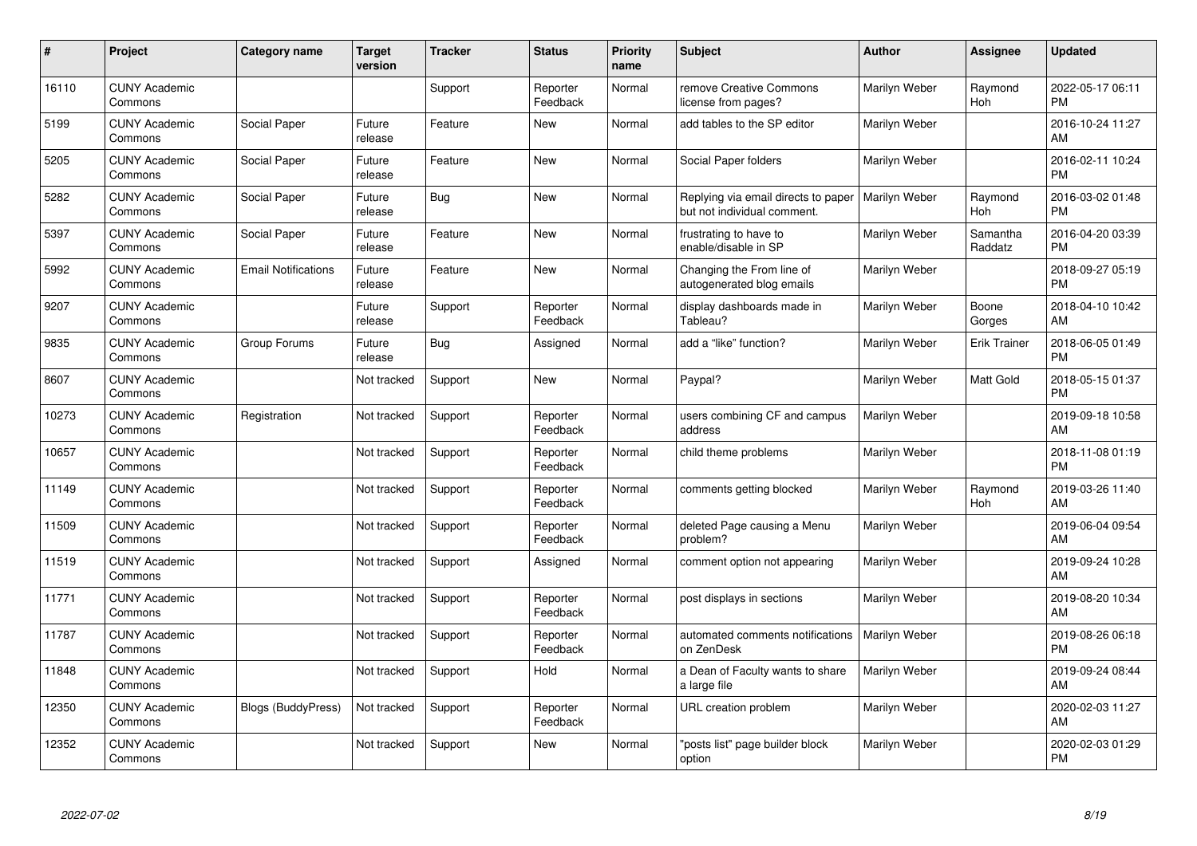| # | Project | Category name | Target version | Tracker | Status | Priority name | Subject | Author | Assignee | Updated |
|---|---|---|---|---|---|---|---|---|---|---|
| 16110 | CUNY Academic Commons | | | Support | Reporter Feedback | Normal | remove Creative Commons license from pages? | Marilyn Weber | Raymond Hoh | 2022-05-17 06:11 PM |
| 5199 | CUNY Academic Commons | Social Paper | Future release | Feature | New | Normal | add tables to the SP editor | Marilyn Weber | | 2016-10-24 11:27 AM |
| 5205 | CUNY Academic Commons | Social Paper | Future release | Feature | New | Normal | Social Paper folders | Marilyn Weber | | 2016-02-11 10:24 PM |
| 5282 | CUNY Academic Commons | Social Paper | Future release | Bug | New | Normal | Replying via email directs to paper but not individual comment. | Marilyn Weber | Raymond Hoh | 2016-03-02 01:48 PM |
| 5397 | CUNY Academic Commons | Social Paper | Future release | Feature | New | Normal | frustrating to have to enable/disable in SP | Marilyn Weber | Samantha Raddatz | 2016-04-20 03:39 PM |
| 5992 | CUNY Academic Commons | Email Notifications | Future release | Feature | New | Normal | Changing the From line of autogenerated blog emails | Marilyn Weber | | 2018-09-27 05:19 PM |
| 9207 | CUNY Academic Commons | | Future release | Support | Reporter Feedback | Normal | display dashboards made in Tableau? | Marilyn Weber | Boone Gorges | 2018-04-10 10:42 AM |
| 9835 | CUNY Academic Commons | Group Forums | Future release | Bug | Assigned | Normal | add a "like" function? | Marilyn Weber | Erik Trainer | 2018-06-05 01:49 PM |
| 8607 | CUNY Academic Commons | | Not tracked | Support | New | Normal | Paypal? | Marilyn Weber | Matt Gold | 2018-05-15 01:37 PM |
| 10273 | CUNY Academic Commons | Registration | Not tracked | Support | Reporter Feedback | Normal | users combining CF and campus address | Marilyn Weber | | 2019-09-18 10:58 AM |
| 10657 | CUNY Academic Commons | | Not tracked | Support | Reporter Feedback | Normal | child theme problems | Marilyn Weber | | 2018-11-08 01:19 PM |
| 11149 | CUNY Academic Commons | | Not tracked | Support | Reporter Feedback | Normal | comments getting blocked | Marilyn Weber | Raymond Hoh | 2019-03-26 11:40 AM |
| 11509 | CUNY Academic Commons | | Not tracked | Support | Reporter Feedback | Normal | deleted Page causing a Menu problem? | Marilyn Weber | | 2019-06-04 09:54 AM |
| 11519 | CUNY Academic Commons | | Not tracked | Support | Assigned | Normal | comment option not appearing | Marilyn Weber | | 2019-09-24 10:28 AM |
| 11771 | CUNY Academic Commons | | Not tracked | Support | Reporter Feedback | Normal | post displays in sections | Marilyn Weber | | 2019-08-20 10:34 AM |
| 11787 | CUNY Academic Commons | | Not tracked | Support | Reporter Feedback | Normal | automated comments notifications on ZenDesk | Marilyn Weber | | 2019-08-26 06:18 PM |
| 11848 | CUNY Academic Commons | | Not tracked | Support | Hold | Normal | a Dean of Faculty wants to share a large file | Marilyn Weber | | 2019-09-24 08:44 AM |
| 12350 | CUNY Academic Commons | Blogs (BuddyPress) | Not tracked | Support | Reporter Feedback | Normal | URL creation problem | Marilyn Weber | | 2020-02-03 11:27 AM |
| 12352 | CUNY Academic Commons | | Not tracked | Support | New | Normal | "posts list" page builder block option | Marilyn Weber | | 2020-02-03 01:29 PM |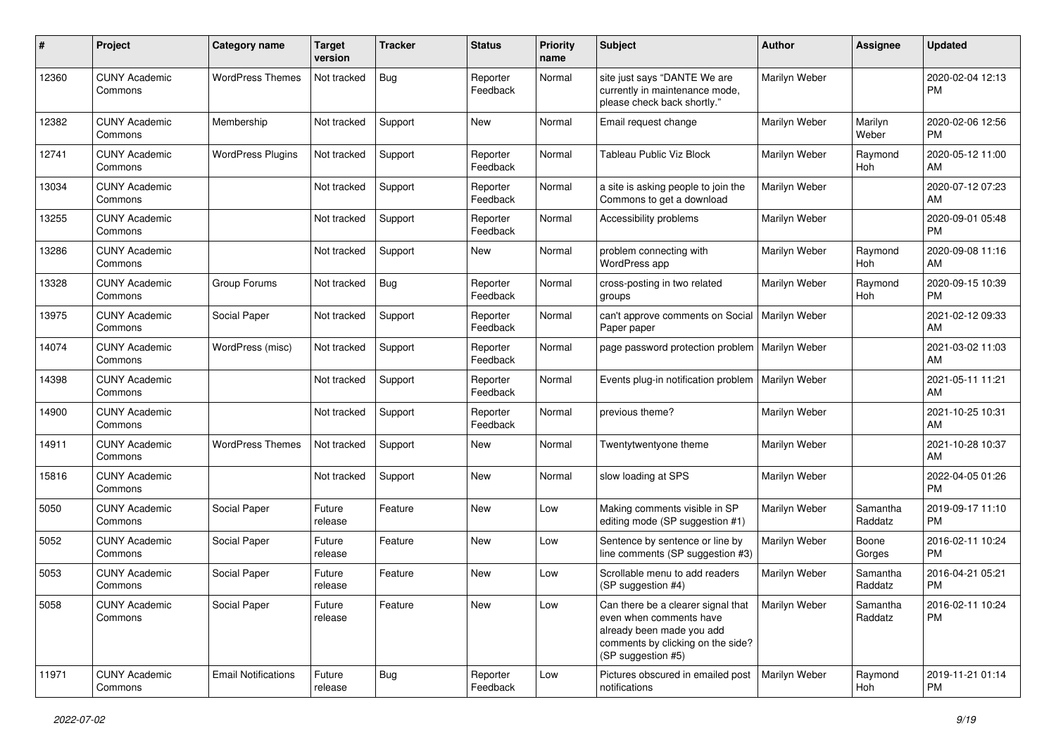| # | Project | Category name | Target version | Tracker | Status | Priority name | Subject | Author | Assignee | Updated |
|---|---|---|---|---|---|---|---|---|---|---|
| 12360 | CUNY Academic Commons | WordPress Themes | Not tracked | Bug | Reporter Feedback | Normal | site just says "DANTE We are currently in maintenance mode, please check back shortly." | Marilyn Weber | | 2020-02-04 12:13 PM |
| 12382 | CUNY Academic Commons | Membership | Not tracked | Support | New | Normal | Email request change | Marilyn Weber | Marilyn Weber | 2020-02-06 12:56 PM |
| 12741 | CUNY Academic Commons | WordPress Plugins | Not tracked | Support | Reporter Feedback | Normal | Tableau Public Viz Block | Marilyn Weber | Raymond Hoh | 2020-05-12 11:00 AM |
| 13034 | CUNY Academic Commons | | Not tracked | Support | Reporter Feedback | Normal | a site is asking people to join the Commons to get a download | Marilyn Weber | | 2020-07-12 07:23 AM |
| 13255 | CUNY Academic Commons | | Not tracked | Support | Reporter Feedback | Normal | Accessibility problems | Marilyn Weber | | 2020-09-01 05:48 PM |
| 13286 | CUNY Academic Commons | | Not tracked | Support | New | Normal | problem connecting with WordPress app | Marilyn Weber | Raymond Hoh | 2020-09-08 11:16 AM |
| 13328 | CUNY Academic Commons | Group Forums | Not tracked | Bug | Reporter Feedback | Normal | cross-posting in two related groups | Marilyn Weber | Raymond Hoh | 2020-09-15 10:39 PM |
| 13975 | CUNY Academic Commons | Social Paper | Not tracked | Support | Reporter Feedback | Normal | can't approve comments on Social Paper paper | Marilyn Weber | | 2021-02-12 09:33 AM |
| 14074 | CUNY Academic Commons | WordPress (misc) | Not tracked | Support | Reporter Feedback | Normal | page password protection problem | Marilyn Weber | | 2021-03-02 11:03 AM |
| 14398 | CUNY Academic Commons | | Not tracked | Support | Reporter Feedback | Normal | Events plug-in notification problem | Marilyn Weber | | 2021-05-11 11:21 AM |
| 14900 | CUNY Academic Commons | | Not tracked | Support | Reporter Feedback | Normal | previous theme? | Marilyn Weber | | 2021-10-25 10:31 AM |
| 14911 | CUNY Academic Commons | WordPress Themes | Not tracked | Support | New | Normal | Twentytwentyone theme | Marilyn Weber | | 2021-10-28 10:37 AM |
| 15816 | CUNY Academic Commons | | Not tracked | Support | New | Normal | slow loading at SPS | Marilyn Weber | | 2022-04-05 01:26 PM |
| 5050 | CUNY Academic Commons | Social Paper | Future release | Feature | New | Low | Making comments visible in SP editing mode (SP suggestion #1) | Marilyn Weber | Samantha Raddatz | 2019-09-17 11:10 PM |
| 5052 | CUNY Academic Commons | Social Paper | Future release | Feature | New | Low | Sentence by sentence or line by line comments (SP suggestion #3) | Marilyn Weber | Boone Gorges | 2016-02-11 10:24 PM |
| 5053 | CUNY Academic Commons | Social Paper | Future release | Feature | New | Low | Scrollable menu to add readers (SP suggestion #4) | Marilyn Weber | Samantha Raddatz | 2016-04-21 05:21 PM |
| 5058 | CUNY Academic Commons | Social Paper | Future release | Feature | New | Low | Can there be a clearer signal that even when comments have already been made you add comments by clicking on the side? (SP suggestion #5) | Marilyn Weber | Samantha Raddatz | 2016-02-11 10:24 PM |
| 11971 | CUNY Academic Commons | Email Notifications | Future release | Bug | Reporter Feedback | Low | Pictures obscured in emailed post notifications | Marilyn Weber | Raymond Hoh | 2019-11-21 01:14 PM |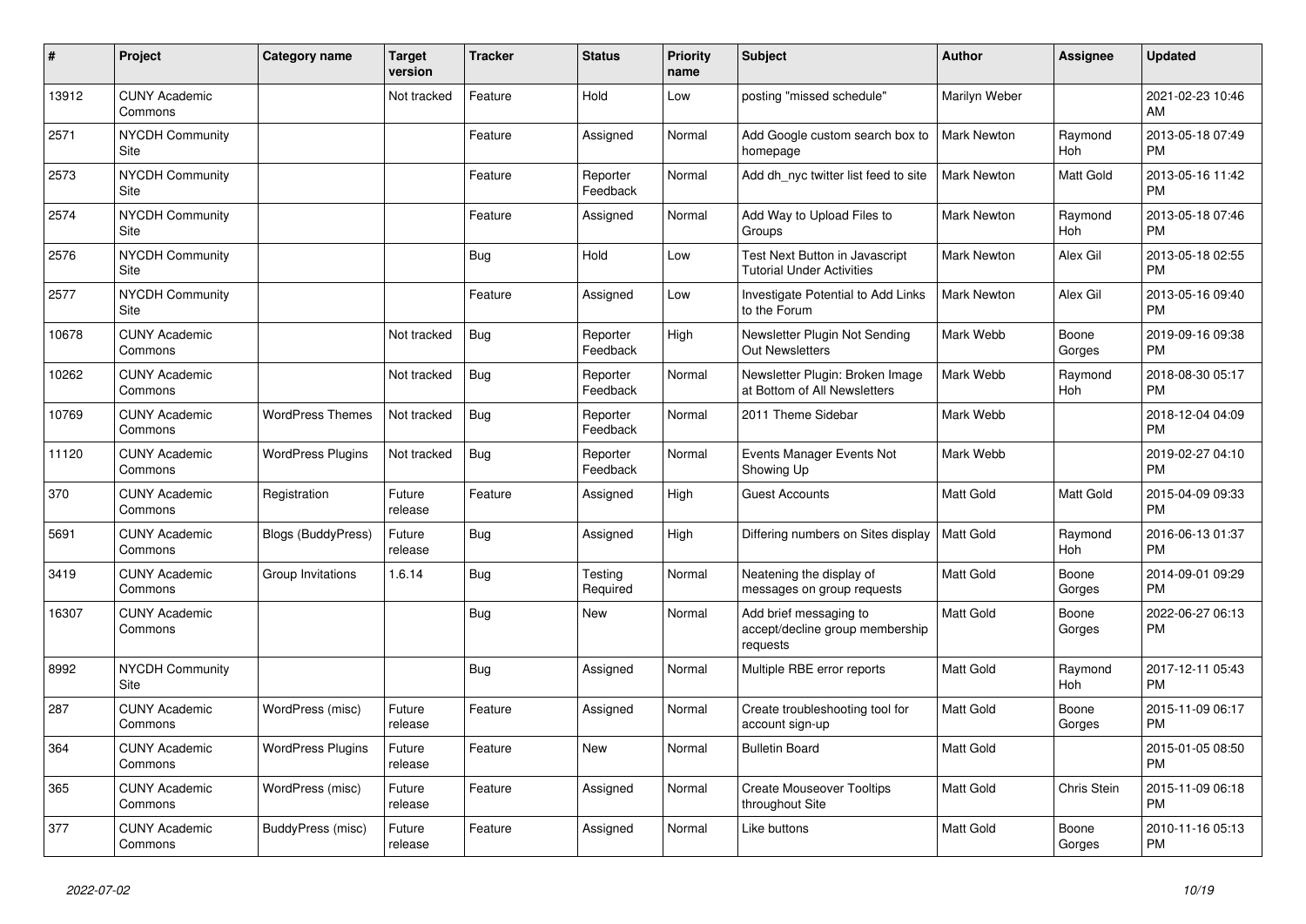| # | Project | Category name | Target version | Tracker | Status | Priority name | Subject | Author | Assignee | Updated |
|---|---|---|---|---|---|---|---|---|---|---|
| 13912 | CUNY Academic Commons | | Not tracked | Feature | Hold | Low | posting "missed schedule" | Marilyn Weber | | 2021-02-23 10:46 AM |
| 2571 | NYCDH Community Site | | | Feature | Assigned | Normal | Add Google custom search box to homepage | Mark Newton | Raymond Hoh | 2013-05-18 07:49 PM |
| 2573 | NYCDH Community Site | | | Feature | Reporter Feedback | Normal | Add dh_nyc twitter list feed to site | Mark Newton | Matt Gold | 2013-05-16 11:42 PM |
| 2574 | NYCDH Community Site | | | Feature | Assigned | Normal | Add Way to Upload Files to Groups | Mark Newton | Raymond Hoh | 2013-05-18 07:46 PM |
| 2576 | NYCDH Community Site | | | Bug | Hold | Low | Test Next Button in Javascript Tutorial Under Activities | Mark Newton | Alex Gil | 2013-05-18 02:55 PM |
| 2577 | NYCDH Community Site | | | Feature | Assigned | Low | Investigate Potential to Add Links to the Forum | Mark Newton | Alex Gil | 2013-05-16 09:40 PM |
| 10678 | CUNY Academic Commons | | Not tracked | Bug | Reporter Feedback | High | Newsletter Plugin Not Sending Out Newsletters | Mark Webb | Boone Gorges | 2019-09-16 09:38 PM |
| 10262 | CUNY Academic Commons | | Not tracked | Bug | Reporter Feedback | Normal | Newsletter Plugin: Broken Image at Bottom of All Newsletters | Mark Webb | Raymond Hoh | 2018-08-30 05:17 PM |
| 10769 | CUNY Academic Commons | WordPress Themes | Not tracked | Bug | Reporter Feedback | Normal | 2011 Theme Sidebar | Mark Webb | | 2018-12-04 04:09 PM |
| 11120 | CUNY Academic Commons | WordPress Plugins | Not tracked | Bug | Reporter Feedback | Normal | Events Manager Events Not Showing Up | Mark Webb | | 2019-02-27 04:10 PM |
| 370 | CUNY Academic Commons | Registration | Future release | Feature | Assigned | High | Guest Accounts | Matt Gold | Matt Gold | 2015-04-09 09:33 PM |
| 5691 | CUNY Academic Commons | Blogs (BuddyPress) | Future release | Bug | Assigned | High | Differing numbers on Sites display | Matt Gold | Raymond Hoh | 2016-06-13 01:37 PM |
| 3419 | CUNY Academic Commons | Group Invitations | 1.6.14 | Bug | Testing Required | Normal | Neatening the display of messages on group requests | Matt Gold | Boone Gorges | 2014-09-01 09:29 PM |
| 16307 | CUNY Academic Commons | | | Bug | New | Normal | Add brief messaging to accept/decline group membership requests | Matt Gold | Boone Gorges | 2022-06-27 06:13 PM |
| 8992 | NYCDH Community Site | | | Bug | Assigned | Normal | Multiple RBE error reports | Matt Gold | Raymond Hoh | 2017-12-11 05:43 PM |
| 287 | CUNY Academic Commons | WordPress (misc) | Future release | Feature | Assigned | Normal | Create troubleshooting tool for account sign-up | Matt Gold | Boone Gorges | 2015-11-09 06:17 PM |
| 364 | CUNY Academic Commons | WordPress Plugins | Future release | Feature | New | Normal | Bulletin Board | Matt Gold | | 2015-01-05 08:50 PM |
| 365 | CUNY Academic Commons | WordPress (misc) | Future release | Feature | Assigned | Normal | Create Mouseover Tooltips throughout Site | Matt Gold | Chris Stein | 2015-11-09 06:18 PM |
| 377 | CUNY Academic Commons | BuddyPress (misc) | Future release | Feature | Assigned | Normal | Like buttons | Matt Gold | Boone Gorges | 2010-11-16 05:13 PM |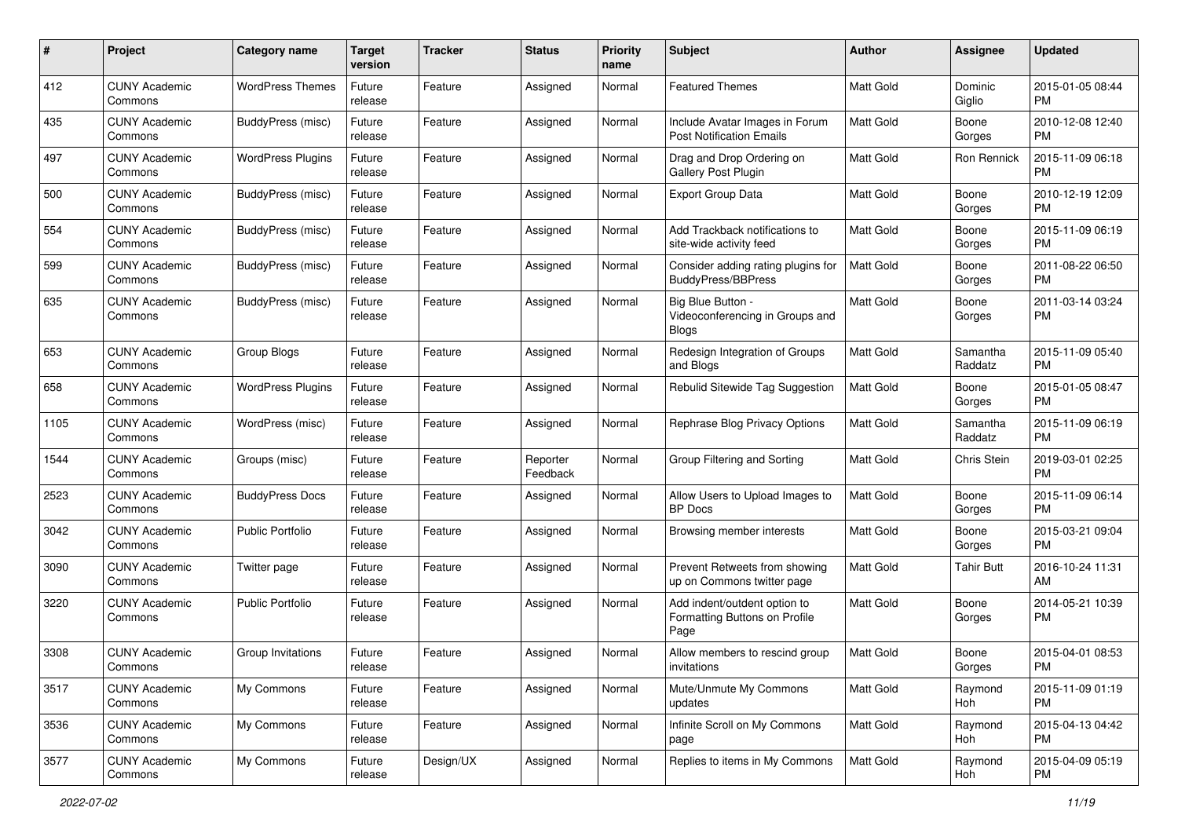| # | Project | Category name | Target version | Tracker | Status | Priority name | Subject | Author | Assignee | Updated |
|---|---|---|---|---|---|---|---|---|---|---|
| 412 | CUNY Academic Commons | WordPress Themes | Future release | Feature | Assigned | Normal | Featured Themes | Matt Gold | Dominic Giglio | 2015-01-05 08:44 PM |
| 435 | CUNY Academic Commons | BuddyPress (misc) | Future release | Feature | Assigned | Normal | Include Avatar Images in Forum Post Notification Emails | Matt Gold | Boone Gorges | 2010-12-08 12:40 PM |
| 497 | CUNY Academic Commons | WordPress Plugins | Future release | Feature | Assigned | Normal | Drag and Drop Ordering on Gallery Post Plugin | Matt Gold | Ron Rennick | 2015-11-09 06:18 PM |
| 500 | CUNY Academic Commons | BuddyPress (misc) | Future release | Feature | Assigned | Normal | Export Group Data | Matt Gold | Boone Gorges | 2010-12-19 12:09 PM |
| 554 | CUNY Academic Commons | BuddyPress (misc) | Future release | Feature | Assigned | Normal | Add Trackback notifications to site-wide activity feed | Matt Gold | Boone Gorges | 2015-11-09 06:19 PM |
| 599 | CUNY Academic Commons | BuddyPress (misc) | Future release | Feature | Assigned | Normal | Consider adding rating plugins for BuddyPress/BBPress | Matt Gold | Boone Gorges | 2011-08-22 06:50 PM |
| 635 | CUNY Academic Commons | BuddyPress (misc) | Future release | Feature | Assigned | Normal | Big Blue Button - Videoconferencing in Groups and Blogs | Matt Gold | Boone Gorges | 2011-03-14 03:24 PM |
| 653 | CUNY Academic Commons | Group Blogs | Future release | Feature | Assigned | Normal | Redesign Integration of Groups and Blogs | Matt Gold | Samantha Raddatz | 2015-11-09 05:40 PM |
| 658 | CUNY Academic Commons | WordPress Plugins | Future release | Feature | Assigned | Normal | Rebulid Sitewide Tag Suggestion | Matt Gold | Boone Gorges | 2015-01-05 08:47 PM |
| 1105 | CUNY Academic Commons | WordPress (misc) | Future release | Feature | Assigned | Normal | Rephrase Blog Privacy Options | Matt Gold | Samantha Raddatz | 2015-11-09 06:19 PM |
| 1544 | CUNY Academic Commons | Groups (misc) | Future release | Feature | Reporter Feedback | Normal | Group Filtering and Sorting | Matt Gold | Chris Stein | 2019-03-01 02:25 PM |
| 2523 | CUNY Academic Commons | BuddyPress Docs | Future release | Feature | Assigned | Normal | Allow Users to Upload Images to BP Docs | Matt Gold | Boone Gorges | 2015-11-09 06:14 PM |
| 3042 | CUNY Academic Commons | Public Portfolio | Future release | Feature | Assigned | Normal | Browsing member interests | Matt Gold | Boone Gorges | 2015-03-21 09:04 PM |
| 3090 | CUNY Academic Commons | Twitter page | Future release | Feature | Assigned | Normal | Prevent Retweets from showing up on Commons twitter page | Matt Gold | Tahir Butt | 2016-10-24 11:31 AM |
| 3220 | CUNY Academic Commons | Public Portfolio | Future release | Feature | Assigned | Normal | Add indent/outdent option to Formatting Buttons on Profile Page | Matt Gold | Boone Gorges | 2014-05-21 10:39 PM |
| 3308 | CUNY Academic Commons | Group Invitations | Future release | Feature | Assigned | Normal | Allow members to rescind group invitations | Matt Gold | Boone Gorges | 2015-04-01 08:53 PM |
| 3517 | CUNY Academic Commons | My Commons | Future release | Feature | Assigned | Normal | Mute/Unmute My Commons updates | Matt Gold | Raymond Hoh | 2015-11-09 01:19 PM |
| 3536 | CUNY Academic Commons | My Commons | Future release | Feature | Assigned | Normal | Infinite Scroll on My Commons page | Matt Gold | Raymond Hoh | 2015-04-13 04:42 PM |
| 3577 | CUNY Academic Commons | My Commons | Future release | Design/UX | Assigned | Normal | Replies to items in My Commons | Matt Gold | Raymond Hoh | 2015-04-09 05:19 PM |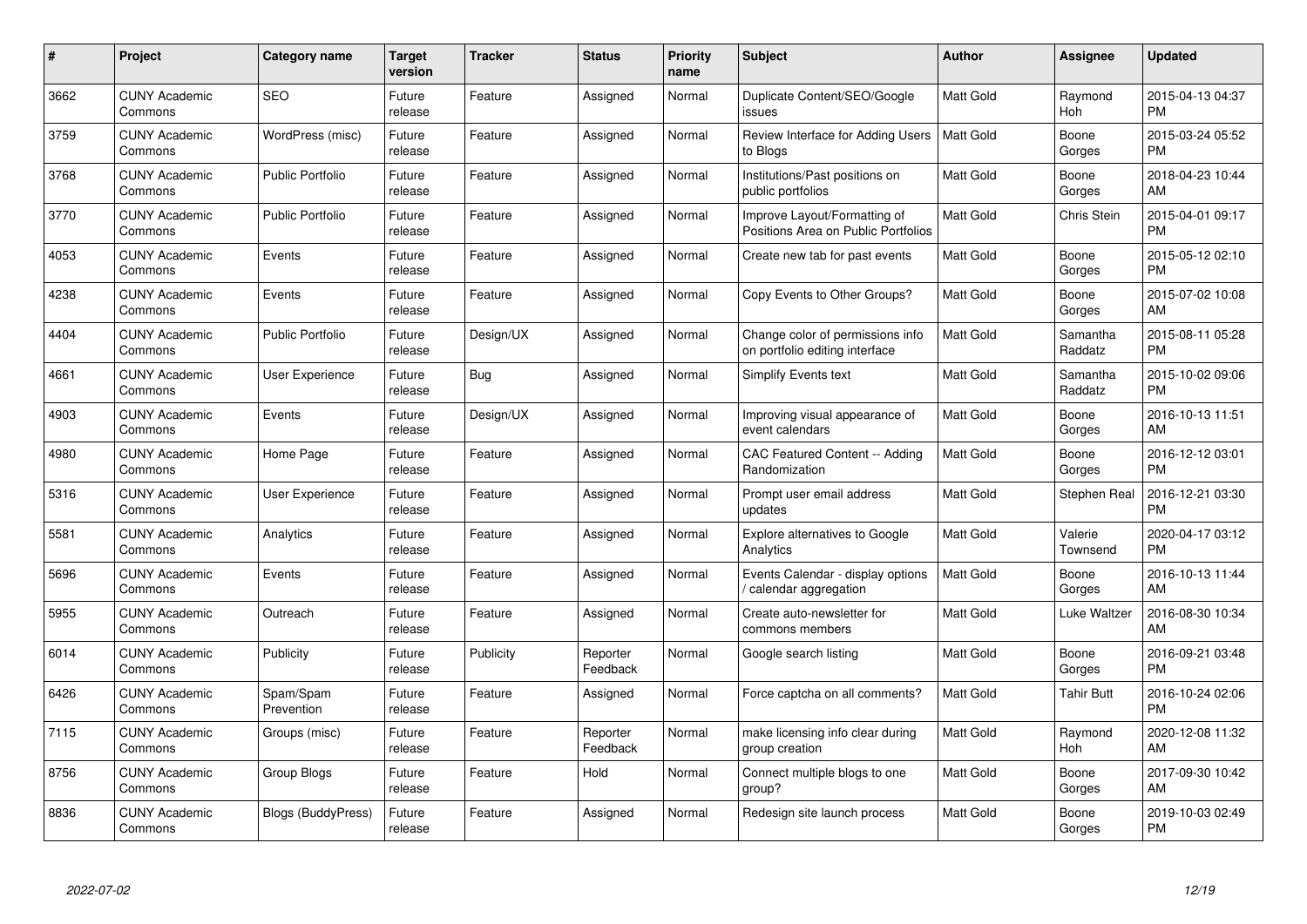| # | Project | Category name | Target version | Tracker | Status | Priority name | Subject | Author | Assignee | Updated |
|---|---|---|---|---|---|---|---|---|---|---|
| 3662 | CUNY Academic Commons | SEO | Future release | Feature | Assigned | Normal | Duplicate Content/SEO/Google issues | Matt Gold | Raymond Hoh | 2015-04-13 04:37 PM |
| 3759 | CUNY Academic Commons | WordPress (misc) | Future release | Feature | Assigned | Normal | Review Interface for Adding Users to Blogs | Matt Gold | Boone Gorges | 2015-03-24 05:52 PM |
| 3768 | CUNY Academic Commons | Public Portfolio | Future release | Feature | Assigned | Normal | Institutions/Past positions on public portfolios | Matt Gold | Boone Gorges | 2018-04-23 10:44 AM |
| 3770 | CUNY Academic Commons | Public Portfolio | Future release | Feature | Assigned | Normal | Improve Layout/Formatting of Positions Area on Public Portfolios | Matt Gold | Chris Stein | 2015-04-01 09:17 PM |
| 4053 | CUNY Academic Commons | Events | Future release | Feature | Assigned | Normal | Create new tab for past events | Matt Gold | Boone Gorges | 2015-05-12 02:10 PM |
| 4238 | CUNY Academic Commons | Events | Future release | Feature | Assigned | Normal | Copy Events to Other Groups? | Matt Gold | Boone Gorges | 2015-07-02 10:08 AM |
| 4404 | CUNY Academic Commons | Public Portfolio | Future release | Design/UX | Assigned | Normal | Change color of permissions info on portfolio editing interface | Matt Gold | Samantha Raddatz | 2015-08-11 05:28 PM |
| 4661 | CUNY Academic Commons | User Experience | Future release | Bug | Assigned | Normal | Simplify Events text | Matt Gold | Samantha Raddatz | 2015-10-02 09:06 PM |
| 4903 | CUNY Academic Commons | Events | Future release | Design/UX | Assigned | Normal | Improving visual appearance of event calendars | Matt Gold | Boone Gorges | 2016-10-13 11:51 AM |
| 4980 | CUNY Academic Commons | Home Page | Future release | Feature | Assigned | Normal | CAC Featured Content -- Adding Randomization | Matt Gold | Boone Gorges | 2016-12-12 03:01 PM |
| 5316 | CUNY Academic Commons | User Experience | Future release | Feature | Assigned | Normal | Prompt user email address updates | Matt Gold | Stephen Real | 2016-12-21 03:30 PM |
| 5581 | CUNY Academic Commons | Analytics | Future release | Feature | Assigned | Normal | Explore alternatives to Google Analytics | Matt Gold | Valerie Townsend | 2020-04-17 03:12 PM |
| 5696 | CUNY Academic Commons | Events | Future release | Feature | Assigned | Normal | Events Calendar - display options / calendar aggregation | Matt Gold | Boone Gorges | 2016-10-13 11:44 AM |
| 5955 | CUNY Academic Commons | Outreach | Future release | Feature | Assigned | Normal | Create auto-newsletter for commons members | Matt Gold | Luke Waltzer | 2016-08-30 10:34 AM |
| 6014 | CUNY Academic Commons | Publicity | Future release | Publicity | Reporter Feedback | Normal | Google search listing | Matt Gold | Boone Gorges | 2016-09-21 03:48 PM |
| 6426 | CUNY Academic Commons | Spam/Spam Prevention | Future release | Feature | Assigned | Normal | Force captcha on all comments? | Matt Gold | Tahir Butt | 2016-10-24 02:06 PM |
| 7115 | CUNY Academic Commons | Groups (misc) | Future release | Feature | Reporter Feedback | Normal | make licensing info clear during group creation | Matt Gold | Raymond Hoh | 2020-12-08 11:32 AM |
| 8756 | CUNY Academic Commons | Group Blogs | Future release | Feature | Hold | Normal | Connect multiple blogs to one group? | Matt Gold | Boone Gorges | 2017-09-30 10:42 AM |
| 8836 | CUNY Academic Commons | Blogs (BuddyPress) | Future release | Feature | Assigned | Normal | Redesign site launch process | Matt Gold | Boone Gorges | 2019-10-03 02:49 PM |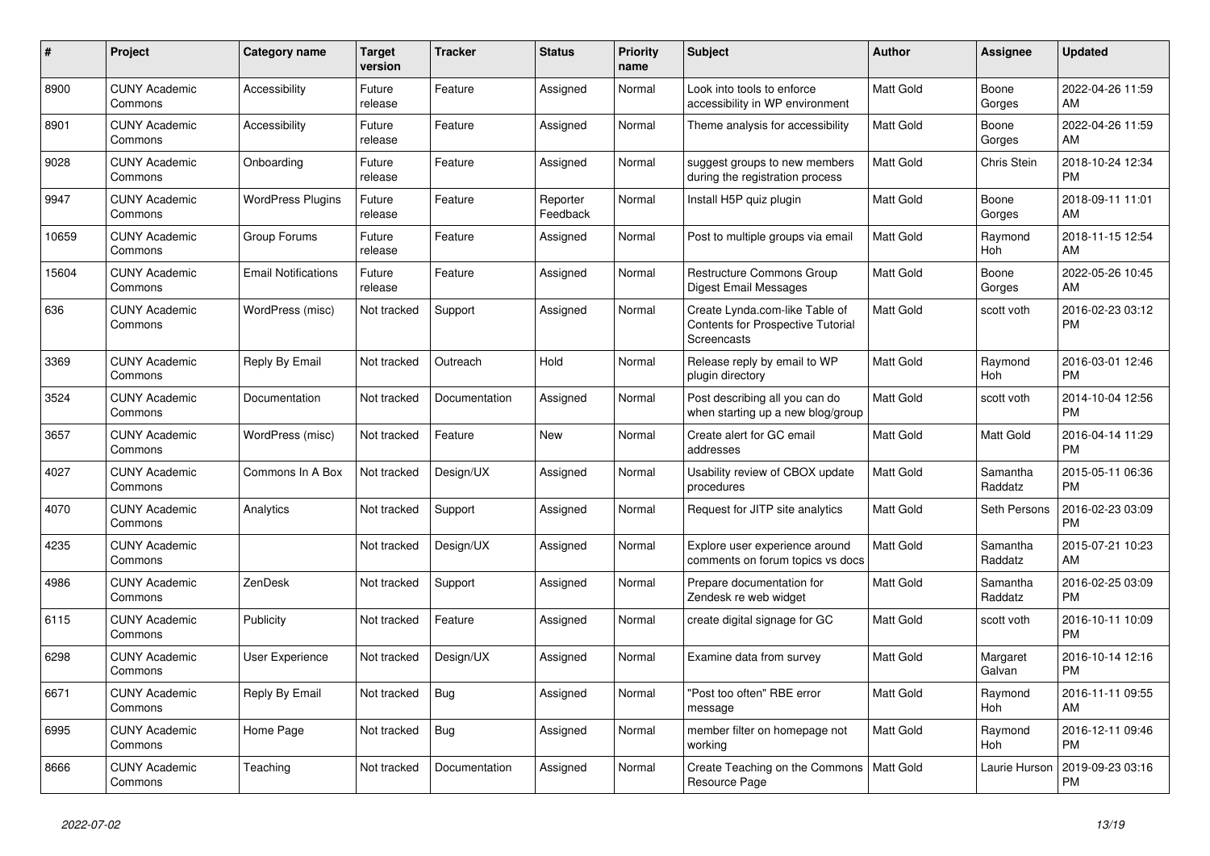| # | Project | Category name | Target version | Tracker | Status | Priority name | Subject | Author | Assignee | Updated |
|---|---|---|---|---|---|---|---|---|---|---|
| 8900 | CUNY Academic Commons | Accessibility | Future release | Feature | Assigned | Normal | Look into tools to enforce accessibility in WP environment | Matt Gold | Boone Gorges | 2022-04-26 11:59 AM |
| 8901 | CUNY Academic Commons | Accessibility | Future release | Feature | Assigned | Normal | Theme analysis for accessibility | Matt Gold | Boone Gorges | 2022-04-26 11:59 AM |
| 9028 | CUNY Academic Commons | Onboarding | Future release | Feature | Assigned | Normal | suggest groups to new members during the registration process | Matt Gold | Chris Stein | 2018-10-24 12:34 PM |
| 9947 | CUNY Academic Commons | WordPress Plugins | Future release | Feature | Reporter Feedback | Normal | Install H5P quiz plugin | Matt Gold | Boone Gorges | 2018-09-11 11:01 AM |
| 10659 | CUNY Academic Commons | Group Forums | Future release | Feature | Assigned | Normal | Post to multiple groups via email | Matt Gold | Raymond Hoh | 2018-11-15 12:54 AM |
| 15604 | CUNY Academic Commons | Email Notifications | Future release | Feature | Assigned | Normal | Restructure Commons Group Digest Email Messages | Matt Gold | Boone Gorges | 2022-05-26 10:45 AM |
| 636 | CUNY Academic Commons | WordPress (misc) | Not tracked | Support | Assigned | Normal | Create Lynda.com-like Table of Contents for Prospective Tutorial Screencasts | Matt Gold | scott voth | 2016-02-23 03:12 PM |
| 3369 | CUNY Academic Commons | Reply By Email | Not tracked | Outreach | Hold | Normal | Release reply by email to WP plugin directory | Matt Gold | Raymond Hoh | 2016-03-01 12:46 PM |
| 3524 | CUNY Academic Commons | Documentation | Not tracked | Documentation | Assigned | Normal | Post describing all you can do when starting up a new blog/group | Matt Gold | scott voth | 2014-10-04 12:56 PM |
| 3657 | CUNY Academic Commons | WordPress (misc) | Not tracked | Feature | New | Normal | Create alert for GC email addresses | Matt Gold | Matt Gold | 2016-04-14 11:29 PM |
| 4027 | CUNY Academic Commons | Commons In A Box | Not tracked | Design/UX | Assigned | Normal | Usability review of CBOX update procedures | Matt Gold | Samantha Raddatz | 2015-05-11 06:36 PM |
| 4070 | CUNY Academic Commons | Analytics | Not tracked | Support | Assigned | Normal | Request for JITP site analytics | Matt Gold | Seth Persons | 2016-02-23 03:09 PM |
| 4235 | CUNY Academic Commons | | Not tracked | Design/UX | Assigned | Normal | Explore user experience around comments on forum topics vs docs | Matt Gold | Samantha Raddatz | 2015-07-21 10:23 AM |
| 4986 | CUNY Academic Commons | ZenDesk | Not tracked | Support | Assigned | Normal | Prepare documentation for Zendesk re web widget | Matt Gold | Samantha Raddatz | 2016-02-25 03:09 PM |
| 6115 | CUNY Academic Commons | Publicity | Not tracked | Feature | Assigned | Normal | create digital signage for GC | Matt Gold | scott voth | 2016-10-11 10:09 PM |
| 6298 | CUNY Academic Commons | User Experience | Not tracked | Design/UX | Assigned | Normal | Examine data from survey | Matt Gold | Margaret Galvan | 2016-10-14 12:16 PM |
| 6671 | CUNY Academic Commons | Reply By Email | Not tracked | Bug | Assigned | Normal | "Post too often" RBE error message | Matt Gold | Raymond Hoh | 2016-11-11 09:55 AM |
| 6995 | CUNY Academic Commons | Home Page | Not tracked | Bug | Assigned | Normal | member filter on homepage not working | Matt Gold | Raymond Hoh | 2016-12-11 09:46 PM |
| 8666 | CUNY Academic Commons | Teaching | Not tracked | Documentation | Assigned | Normal | Create Teaching on the Commons Resource Page | Matt Gold | Laurie Hurson | 2019-09-23 03:16 PM |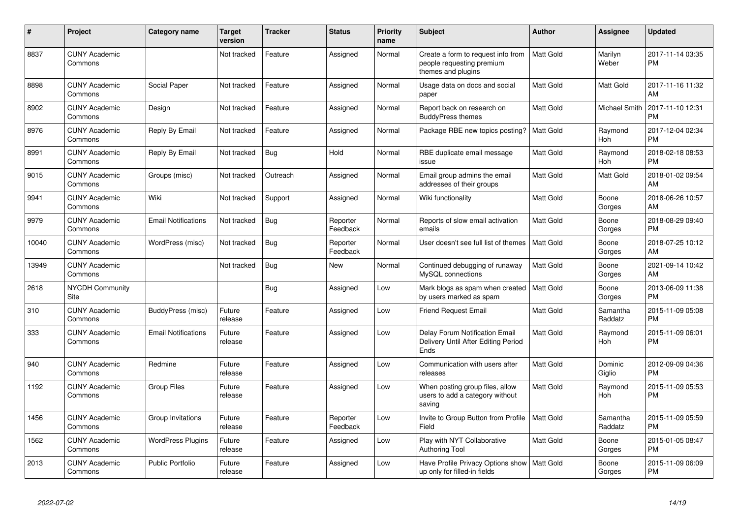| # | Project | Category name | Target version | Tracker | Status | Priority name | Subject | Author | Assignee | Updated |
|---|---|---|---|---|---|---|---|---|---|---|
| 8837 | CUNY Academic Commons | | Not tracked | Feature | Assigned | Normal | Create a form to request info from people requesting premium themes and plugins | Matt Gold | Marilyn Weber | 2017-11-14 03:35 PM |
| 8898 | CUNY Academic Commons | Social Paper | Not tracked | Feature | Assigned | Normal | Usage data on docs and social paper | Matt Gold | Matt Gold | 2017-11-16 11:32 AM |
| 8902 | CUNY Academic Commons | Design | Not tracked | Feature | Assigned | Normal | Report back on research on BuddyPress themes | Matt Gold | Michael Smith | 2017-11-10 12:31 PM |
| 8976 | CUNY Academic Commons | Reply By Email | Not tracked | Feature | Assigned | Normal | Package RBE new topics posting? | Matt Gold | Raymond Hoh | 2017-12-04 02:34 PM |
| 8991 | CUNY Academic Commons | Reply By Email | Not tracked | Bug | Hold | Normal | RBE duplicate email message issue | Matt Gold | Raymond Hoh | 2018-02-18 08:53 PM |
| 9015 | CUNY Academic Commons | Groups (misc) | Not tracked | Outreach | Assigned | Normal | Email group admins the email addresses of their groups | Matt Gold | Matt Gold | 2018-01-02 09:54 AM |
| 9941 | CUNY Academic Commons | Wiki | Not tracked | Support | Assigned | Normal | Wiki functionality | Matt Gold | Boone Gorges | 2018-06-26 10:57 AM |
| 9979 | CUNY Academic Commons | Email Notifications | Not tracked | Bug | Reporter Feedback | Normal | Reports of slow email activation emails | Matt Gold | Boone Gorges | 2018-08-29 09:40 PM |
| 10040 | CUNY Academic Commons | WordPress (misc) | Not tracked | Bug | Reporter Feedback | Normal | User doesn't see full list of themes | Matt Gold | Boone Gorges | 2018-07-25 10:12 AM |
| 13949 | CUNY Academic Commons | | Not tracked | Bug | New | Normal | Continued debugging of runaway MySQL connections | Matt Gold | Boone Gorges | 2021-09-14 10:42 AM |
| 2618 | NYCDH Community Site | | | Bug | Assigned | Low | Mark blogs as spam when created by users marked as spam | Matt Gold | Boone Gorges | 2013-06-09 11:38 PM |
| 310 | CUNY Academic Commons | BuddyPress (misc) | Future release | Feature | Assigned | Low | Friend Request Email | Matt Gold | Samantha Raddatz | 2015-11-09 05:08 PM |
| 333 | CUNY Academic Commons | Email Notifications | Future release | Feature | Assigned | Low | Delay Forum Notification Email Delivery Until After Editing Period Ends | Matt Gold | Raymond Hoh | 2015-11-09 06:01 PM |
| 940 | CUNY Academic Commons | Redmine | Future release | Feature | Assigned | Low | Communication with users after releases | Matt Gold | Dominic Giglio | 2012-09-09 04:36 PM |
| 1192 | CUNY Academic Commons | Group Files | Future release | Feature | Assigned | Low | When posting group files, allow users to add a category without saving | Matt Gold | Raymond Hoh | 2015-11-09 05:53 PM |
| 1456 | CUNY Academic Commons | Group Invitations | Future release | Feature | Reporter Feedback | Low | Invite to Group Button from Profile Field | Matt Gold | Samantha Raddatz | 2015-11-09 05:59 PM |
| 1562 | CUNY Academic Commons | WordPress Plugins | Future release | Feature | Assigned | Low | Play with NYT Collaborative Authoring Tool | Matt Gold | Boone Gorges | 2015-01-05 08:47 PM |
| 2013 | CUNY Academic Commons | Public Portfolio | Future release | Feature | Assigned | Low | Have Profile Privacy Options show up only for filled-in fields | Matt Gold | Boone Gorges | 2015-11-09 06:09 PM |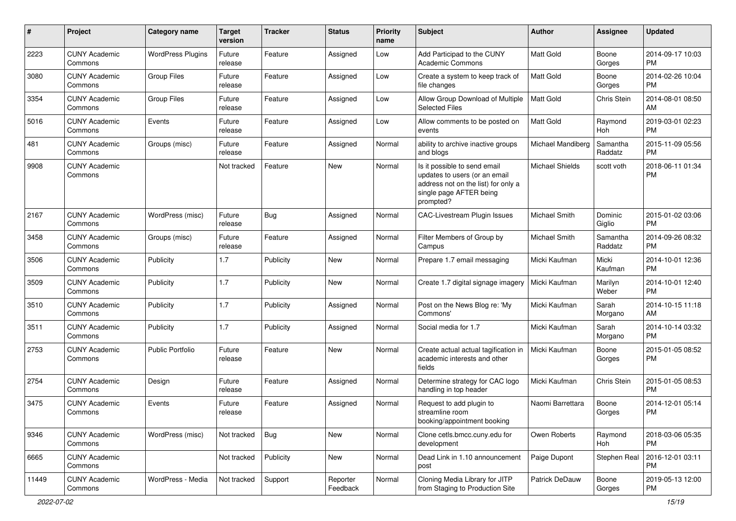| # | Project | Category name | Target version | Tracker | Status | Priority name | Subject | Author | Assignee | Updated |
|---|---|---|---|---|---|---|---|---|---|---|
| 2223 | CUNY Academic Commons | WordPress Plugins | Future release | Feature | Assigned | Low | Add Participad to the CUNY Academic Commons | Matt Gold | Boone Gorges | 2014-09-17 10:03 PM |
| 3080 | CUNY Academic Commons | Group Files | Future release | Feature | Assigned | Low | Create a system to keep track of file changes | Matt Gold | Boone Gorges | 2014-02-26 10:04 PM |
| 3354 | CUNY Academic Commons | Group Files | Future release | Feature | Assigned | Low | Allow Group Download of Multiple Selected Files | Matt Gold | Chris Stein | 2014-08-01 08:50 AM |
| 5016 | CUNY Academic Commons | Events | Future release | Feature | Assigned | Low | Allow comments to be posted on events | Matt Gold | Raymond Hoh | 2019-03-01 02:23 PM |
| 481 | CUNY Academic Commons | Groups (misc) | Future release | Feature | Assigned | Normal | ability to archive inactive groups and blogs | Michael Mandiberg | Samantha Raddatz | 2015-11-09 05:56 PM |
| 9908 | CUNY Academic Commons | | Not tracked | Feature | New | Normal | Is it possible to send email updates to users (or an email address not on the list) for only a single page AFTER being prompted? | Michael Shields | scott voth | 2018-06-11 01:34 PM |
| 2167 | CUNY Academic Commons | WordPress (misc) | Future release | Bug | Assigned | Normal | CAC-Livestream Plugin Issues | Michael Smith | Dominic Giglio | 2015-01-02 03:06 PM |
| 3458 | CUNY Academic Commons | Groups (misc) | Future release | Feature | Assigned | Normal | Filter Members of Group by Campus | Michael Smith | Samantha Raddatz | 2014-09-26 08:32 PM |
| 3506 | CUNY Academic Commons | Publicity | 1.7 | Publicity | New | Normal | Prepare 1.7 email messaging | Micki Kaufman | Micki Kaufman | 2014-10-01 12:36 PM |
| 3509 | CUNY Academic Commons | Publicity | 1.7 | Publicity | New | Normal | Create 1.7 digital signage imagery | Micki Kaufman | Marilyn Weber | 2014-10-01 12:40 PM |
| 3510 | CUNY Academic Commons | Publicity | 1.7 | Publicity | Assigned | Normal | Post on the News Blog re: 'My Commons' | Micki Kaufman | Sarah Morgano | 2014-10-15 11:18 AM |
| 3511 | CUNY Academic Commons | Publicity | 1.7 | Publicity | Assigned | Normal | Social media for 1.7 | Micki Kaufman | Sarah Morgano | 2014-10-14 03:32 PM |
| 2753 | CUNY Academic Commons | Public Portfolio | Future release | Feature | New | Normal | Create actual actual tagification in academic interests and other fields | Micki Kaufman | Boone Gorges | 2015-01-05 08:52 PM |
| 2754 | CUNY Academic Commons | Design | Future release | Feature | Assigned | Normal | Determine strategy for CAC logo handling in top header | Micki Kaufman | Chris Stein | 2015-01-05 08:53 PM |
| 3475 | CUNY Academic Commons | Events | Future release | Feature | Assigned | Normal | Request to add plugin to streamline room booking/appointment booking | Naomi Barrettara | Boone Gorges | 2014-12-01 05:14 PM |
| 9346 | CUNY Academic Commons | WordPress (misc) | Not tracked | Bug | New | Normal | Clone cetls.bmcc.cuny.edu for development | Owen Roberts | Raymond Hoh | 2018-03-06 05:35 PM |
| 6665 | CUNY Academic Commons | | Not tracked | Publicity | New | Normal | Dead Link in 1.10 announcement post | Paige Dupont | Stephen Real | 2016-12-01 03:11 PM |
| 11449 | CUNY Academic Commons | WordPress - Media | Not tracked | Support | Reporter Feedback | Normal | Cloning Media Library for JITP from Staging to Production Site | Patrick DeDauw | Boone Gorges | 2019-05-13 12:00 PM |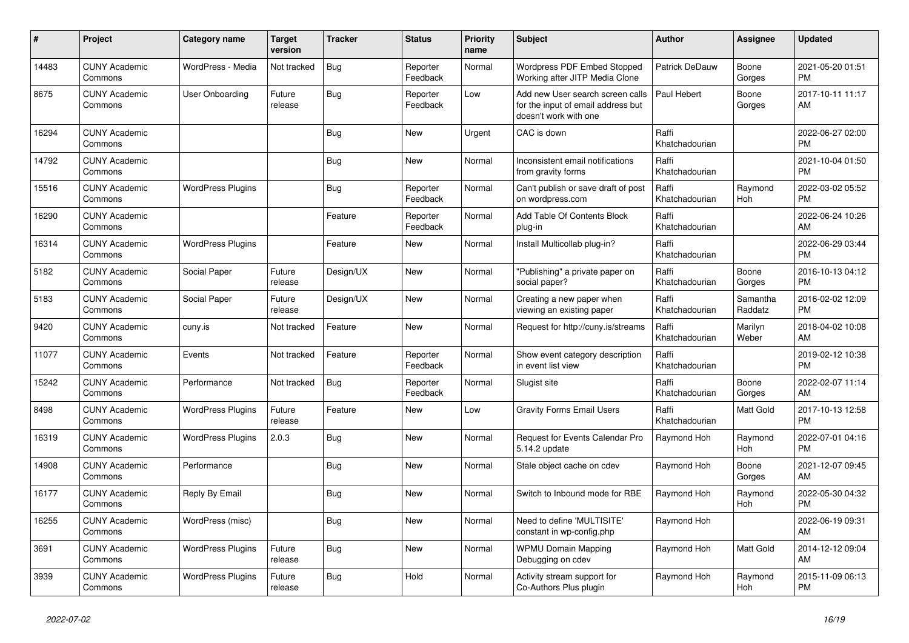| # | Project | Category name | Target version | Tracker | Status | Priority name | Subject | Author | Assignee | Updated |
|---|---|---|---|---|---|---|---|---|---|---|
| 14483 | CUNY Academic Commons | WordPress - Media | Not tracked | Bug | Reporter Feedback | Normal | Wordpress PDF Embed Stopped Working after JITP Media Clone | Patrick DeDauw | Boone Gorges | 2021-05-20 01:51 PM |
| 8675 | CUNY Academic Commons | User Onboarding | Future release | Bug | Reporter Feedback | Low | Add new User search screen calls for the input of email address but doesn't work with one | Paul Hebert | Boone Gorges | 2017-10-11 11:17 AM |
| 16294 | CUNY Academic Commons | | | Bug | New | Urgent | CAC is down | Raffi Khatchadourian | | 2022-06-27 02:00 PM |
| 14792 | CUNY Academic Commons | | | Bug | New | Normal | Inconsistent email notifications from gravity forms | Raffi Khatchadourian | | 2021-10-04 01:50 PM |
| 15516 | CUNY Academic Commons | WordPress Plugins | | Bug | Reporter Feedback | Normal | Can't publish or save draft of post on wordpress.com | Raffi Khatchadourian | Raymond Hoh | 2022-03-02 05:52 PM |
| 16290 | CUNY Academic Commons | | | Feature | Reporter Feedback | Normal | Add Table Of Contents Block plug-in | Raffi Khatchadourian | | 2022-06-24 10:26 AM |
| 16314 | CUNY Academic Commons | WordPress Plugins | | Feature | New | Normal | Install Multicollab plug-in? | Raffi Khatchadourian | | 2022-06-29 03:44 PM |
| 5182 | CUNY Academic Commons | Social Paper | Future release | Design/UX | New | Normal | "Publishing" a private paper on social paper? | Raffi Khatchadourian | Boone Gorges | 2016-10-13 04:12 PM |
| 5183 | CUNY Academic Commons | Social Paper | Future release | Design/UX | New | Normal | Creating a new paper when viewing an existing paper | Raffi Khatchadourian | Samantha Raddatz | 2016-02-02 12:09 PM |
| 9420 | CUNY Academic Commons | cuny.is | Not tracked | Feature | New | Normal | Request for http://cuny.is/streams | Raffi Khatchadourian | Marilyn Weber | 2018-04-02 10:08 AM |
| 11077 | CUNY Academic Commons | Events | Not tracked | Feature | Reporter Feedback | Normal | Show event category description in event list view | Raffi Khatchadourian | | 2019-02-12 10:38 PM |
| 15242 | CUNY Academic Commons | Performance | Not tracked | Bug | Reporter Feedback | Normal | Slugist site | Raffi Khatchadourian | Boone Gorges | 2022-02-07 11:14 AM |
| 8498 | CUNY Academic Commons | WordPress Plugins | Future release | Feature | New | Low | Gravity Forms Email Users | Raffi Khatchadourian | Matt Gold | 2017-10-13 12:58 PM |
| 16319 | CUNY Academic Commons | WordPress Plugins | 2.0.3 | Bug | New | Normal | Request for Events Calendar Pro 5.14.2 update | Raymond Hoh | Raymond Hoh | 2022-07-01 04:16 PM |
| 14908 | CUNY Academic Commons | Performance | | Bug | New | Normal | Stale object cache on cdev | Raymond Hoh | Boone Gorges | 2021-12-07 09:45 AM |
| 16177 | CUNY Academic Commons | Reply By Email | | Bug | New | Normal | Switch to Inbound mode for RBE | Raymond Hoh | Raymond Hoh | 2022-05-30 04:32 PM |
| 16255 | CUNY Academic Commons | WordPress (misc) | | Bug | New | Normal | Need to define 'MULTISITE' constant in wp-config.php | Raymond Hoh | | 2022-06-19 09:31 AM |
| 3691 | CUNY Academic Commons | WordPress Plugins | Future release | Bug | New | Normal | WPMU Domain Mapping Debugging on cdev | Raymond Hoh | Matt Gold | 2014-12-12 09:04 AM |
| 3939 | CUNY Academic Commons | WordPress Plugins | Future release | Bug | Hold | Normal | Activity stream support for Co-Authors Plus plugin | Raymond Hoh | Raymond Hoh | 2015-11-09 06:13 PM |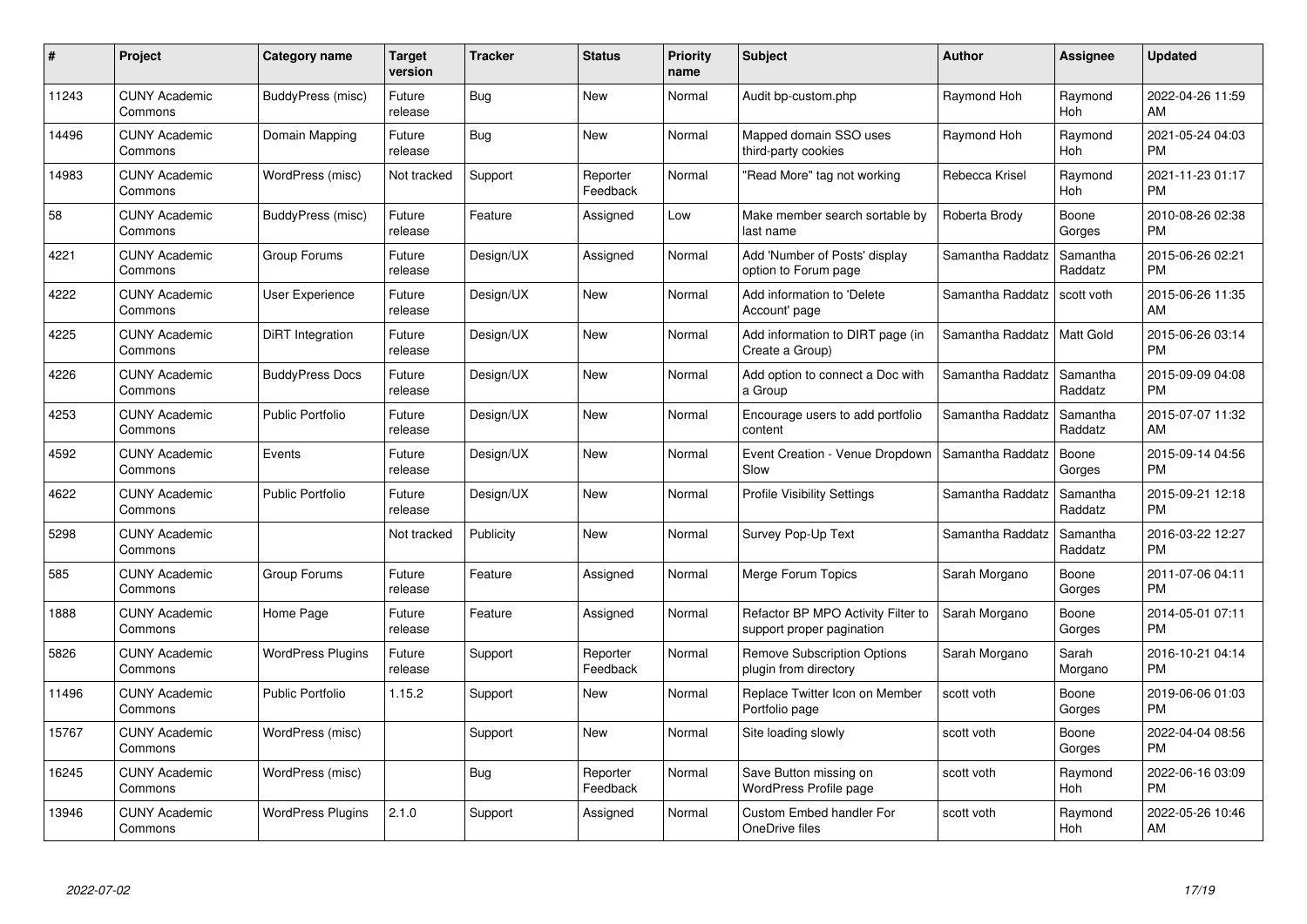| # | Project | Category name | Target version | Tracker | Status | Priority name | Subject | Author | Assignee | Updated |
|---|---|---|---|---|---|---|---|---|---|---|
| 11243 | CUNY Academic Commons | BuddyPress (misc) | Future release | Bug | New | Normal | Audit bp-custom.php | Raymond Hoh | Raymond Hoh | 2022-04-26 11:59 AM |
| 14496 | CUNY Academic Commons | Domain Mapping | Future release | Bug | New | Normal | Mapped domain SSO uses third-party cookies | Raymond Hoh | Raymond Hoh | 2021-05-24 04:03 PM |
| 14983 | CUNY Academic Commons | WordPress (misc) | Not tracked | Support | Reporter Feedback | Normal | "Read More" tag not working | Rebecca Krisel | Raymond Hoh | 2021-11-23 01:17 PM |
| 58 | CUNY Academic Commons | BuddyPress (misc) | Future release | Feature | Assigned | Low | Make member search sortable by last name | Roberta Brody | Boone Gorges | 2010-08-26 02:38 PM |
| 4221 | CUNY Academic Commons | Group Forums | Future release | Design/UX | Assigned | Normal | Add 'Number of Posts' display option to Forum page | Samantha Raddatz | Samantha Raddatz | 2015-06-26 02:21 PM |
| 4222 | CUNY Academic Commons | User Experience | Future release | Design/UX | New | Normal | Add information to 'Delete Account' page | Samantha Raddatz | scott voth | 2015-06-26 11:35 AM |
| 4225 | CUNY Academic Commons | DiRT Integration | Future release | Design/UX | New | Normal | Add information to DIRT page (in Create a Group) | Samantha Raddatz | Matt Gold | 2015-06-26 03:14 PM |
| 4226 | CUNY Academic Commons | BuddyPress Docs | Future release | Design/UX | New | Normal | Add option to connect a Doc with a Group | Samantha Raddatz | Samantha Raddatz | 2015-09-09 04:08 PM |
| 4253 | CUNY Academic Commons | Public Portfolio | Future release | Design/UX | New | Normal | Encourage users to add portfolio content | Samantha Raddatz | Samantha Raddatz | 2015-07-07 11:32 AM |
| 4592 | CUNY Academic Commons | Events | Future release | Design/UX | New | Normal | Event Creation - Venue Dropdown Slow | Samantha Raddatz | Boone Gorges | 2015-09-14 04:56 PM |
| 4622 | CUNY Academic Commons | Public Portfolio | Future release | Design/UX | New | Normal | Profile Visibility Settings | Samantha Raddatz | Samantha Raddatz | 2015-09-21 12:18 PM |
| 5298 | CUNY Academic Commons | | Not tracked | Publicity | New | Normal | Survey Pop-Up Text | Samantha Raddatz | Samantha Raddatz | 2016-03-22 12:27 PM |
| 585 | CUNY Academic Commons | Group Forums | Future release | Feature | Assigned | Normal | Merge Forum Topics | Sarah Morgano | Boone Gorges | 2011-07-06 04:11 PM |
| 1888 | CUNY Academic Commons | Home Page | Future release | Feature | Assigned | Normal | Refactor BP MPO Activity Filter to support proper pagination | Sarah Morgano | Boone Gorges | 2014-05-01 07:11 PM |
| 5826 | CUNY Academic Commons | WordPress Plugins | Future release | Support | Reporter Feedback | Normal | Remove Subscription Options plugin from directory | Sarah Morgano | Sarah Morgano | 2016-10-21 04:14 PM |
| 11496 | CUNY Academic Commons | Public Portfolio | 1.15.2 | Support | New | Normal | Replace Twitter Icon on Member Portfolio page | scott voth | Boone Gorges | 2019-06-06 01:03 PM |
| 15767 | CUNY Academic Commons | WordPress (misc) | | Support | New | Normal | Site loading slowly | scott voth | Boone Gorges | 2022-04-04 08:56 PM |
| 16245 | CUNY Academic Commons | WordPress (misc) | | Bug | Reporter Feedback | Normal | Save Button missing on WordPress Profile page | scott voth | Raymond Hoh | 2022-06-16 03:09 PM |
| 13946 | CUNY Academic Commons | WordPress Plugins | 2.1.0 | Support | Assigned | Normal | Custom Embed handler For OneDrive files | scott voth | Raymond Hoh | 2022-05-26 10:46 AM |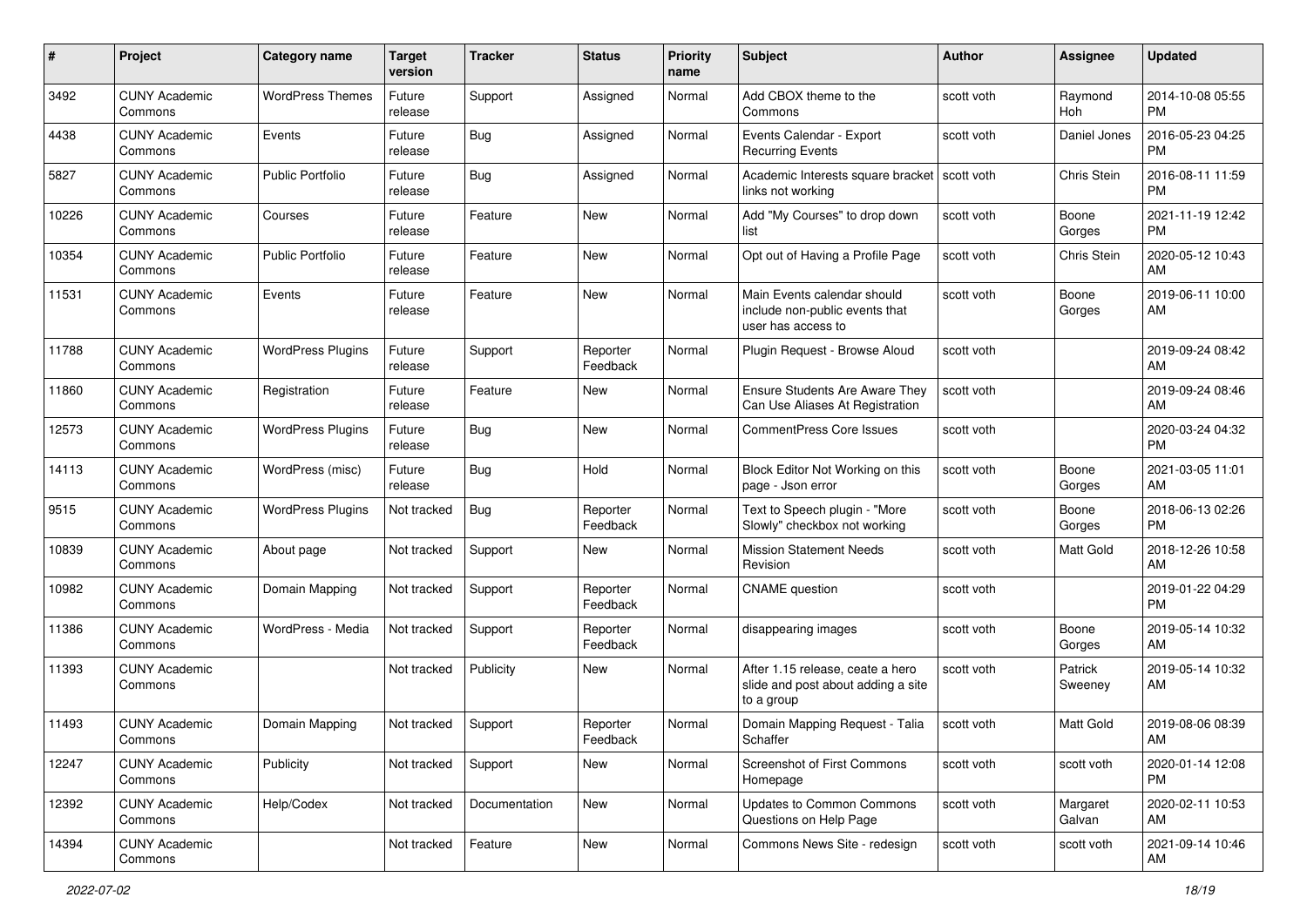| # | Project | Category name | Target version | Tracker | Status | Priority name | Subject | Author | Assignee | Updated |
|---|---|---|---|---|---|---|---|---|---|---|
| 3492 | CUNY Academic Commons | WordPress Themes | Future release | Support | Assigned | Normal | Add CBOX theme to the Commons | scott voth | Raymond Hoh | 2014-10-08 05:55 PM |
| 4438 | CUNY Academic Commons | Events | Future release | Bug | Assigned | Normal | Events Calendar - Export Recurring Events | scott voth | Daniel Jones | 2016-05-23 04:25 PM |
| 5827 | CUNY Academic Commons | Public Portfolio | Future release | Bug | Assigned | Normal | Academic Interests square bracket links not working | scott voth | Chris Stein | 2016-08-11 11:59 PM |
| 10226 | CUNY Academic Commons | Courses | Future release | Feature | New | Normal | Add "My Courses" to drop down list | scott voth | Boone Gorges | 2021-11-19 12:42 PM |
| 10354 | CUNY Academic Commons | Public Portfolio | Future release | Feature | New | Normal | Opt out of Having a Profile Page | scott voth | Chris Stein | 2020-05-12 10:43 AM |
| 11531 | CUNY Academic Commons | Events | Future release | Feature | New | Normal | Main Events calendar should include non-public events that user has access to | scott voth | Boone Gorges | 2019-06-11 10:00 AM |
| 11788 | CUNY Academic Commons | WordPress Plugins | Future release | Support | Reporter Feedback | Normal | Plugin Request - Browse Aloud | scott voth | | 2019-09-24 08:42 AM |
| 11860 | CUNY Academic Commons | Registration | Future release | Feature | New | Normal | Ensure Students Are Aware They Can Use Aliases At Registration | scott voth | | 2019-09-24 08:46 AM |
| 12573 | CUNY Academic Commons | WordPress Plugins | Future release | Bug | New | Normal | CommentPress Core Issues | scott voth | | 2020-03-24 04:32 PM |
| 14113 | CUNY Academic Commons | WordPress (misc) | Future release | Bug | Hold | Normal | Block Editor Not Working on this page - Json error | scott voth | Boone Gorges | 2021-03-05 11:01 AM |
| 9515 | CUNY Academic Commons | WordPress Plugins | Not tracked | Bug | Reporter Feedback | Normal | Text to Speech plugin - "More Slowly" checkbox not working | scott voth | Boone Gorges | 2018-06-13 02:26 PM |
| 10839 | CUNY Academic Commons | About page | Not tracked | Support | New | Normal | Mission Statement Needs Revision | scott voth | Matt Gold | 2018-12-26 10:58 AM |
| 10982 | CUNY Academic Commons | Domain Mapping | Not tracked | Support | Reporter Feedback | Normal | CNAME question | scott voth | | 2019-01-22 04:29 PM |
| 11386 | CUNY Academic Commons | WordPress - Media | Not tracked | Support | Reporter Feedback | Normal | disappearing images | scott voth | Boone Gorges | 2019-05-14 10:32 AM |
| 11393 | CUNY Academic Commons | | Not tracked | Publicity | New | Normal | After 1.15 release, ceate a hero slide and post about adding a site to a group | scott voth | Patrick Sweeney | 2019-05-14 10:32 AM |
| 11493 | CUNY Academic Commons | Domain Mapping | Not tracked | Support | Reporter Feedback | Normal | Domain Mapping Request - Talia Schaffer | scott voth | Matt Gold | 2019-08-06 08:39 AM |
| 12247 | CUNY Academic Commons | Publicity | Not tracked | Support | New | Normal | Screenshot of First Commons Homepage | scott voth | scott voth | 2020-01-14 12:08 PM |
| 12392 | CUNY Academic Commons | Help/Codex | Not tracked | Documentation | New | Normal | Updates to Common Commons Questions on Help Page | scott voth | Margaret Galvan | 2020-02-11 10:53 AM |
| 14394 | CUNY Academic Commons | | Not tracked | Feature | New | Normal | Commons News Site - redesign | scott voth | scott voth | 2021-09-14 10:46 AM |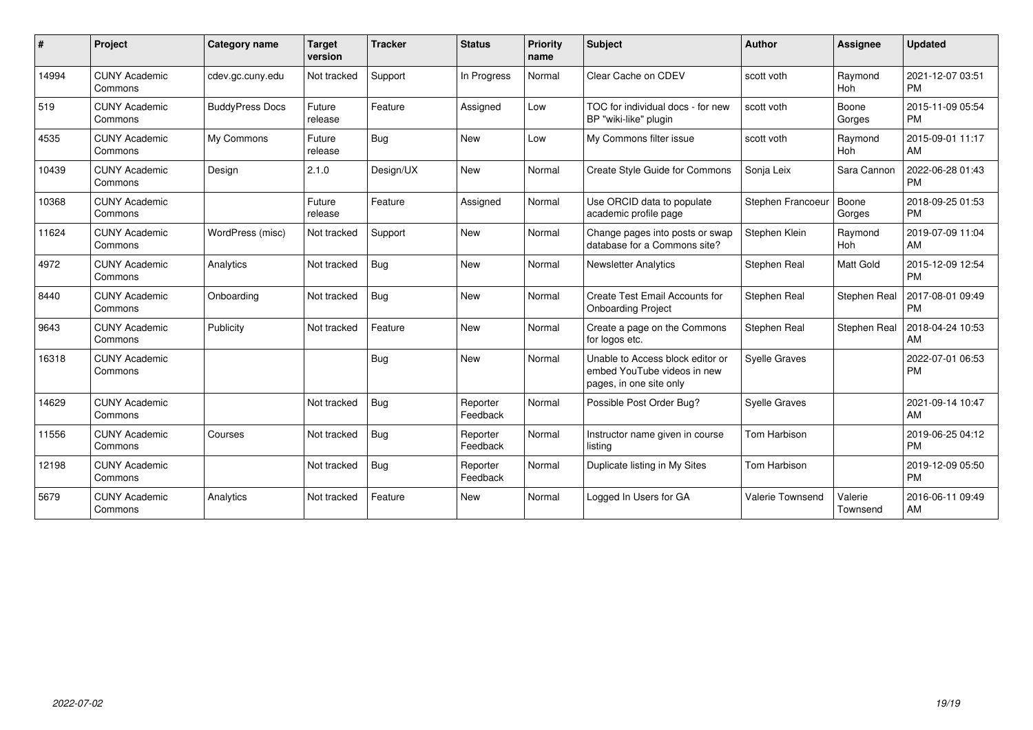| # | Project | Category name | Target version | Tracker | Status | Priority name | Subject | Author | Assignee | Updated |
|---|---|---|---|---|---|---|---|---|---|---|
| 14994 | CUNY Academic Commons | cdev.gc.cuny.edu | Not tracked | Support | In Progress | Normal | Clear Cache on CDEV | scott voth | Raymond Hoh | 2021-12-07 03:51 PM |
| 519 | CUNY Academic Commons | BuddyPress Docs | Future release | Feature | Assigned | Low | TOC for individual docs - for new BP "wiki-like" plugin | scott voth | Boone Gorges | 2015-11-09 05:54 PM |
| 4535 | CUNY Academic Commons | My Commons | Future release | Bug | New | Low | My Commons filter issue | scott voth | Raymond Hoh | 2015-09-01 11:17 AM |
| 10439 | CUNY Academic Commons | Design | 2.1.0 | Design/UX | New | Normal | Create Style Guide for Commons | Sonja Leix | Sara Cannon | 2022-06-28 01:43 PM |
| 10368 | CUNY Academic Commons | | Future release | Feature | Assigned | Normal | Use ORCID data to populate academic profile page | Stephen Francoeur | Boone Gorges | 2018-09-25 01:53 PM |
| 11624 | CUNY Academic Commons | WordPress (misc) | Not tracked | Support | New | Normal | Change pages into posts or swap database for a Commons site? | Stephen Klein | Raymond Hoh | 2019-07-09 11:04 AM |
| 4972 | CUNY Academic Commons | Analytics | Not tracked | Bug | New | Normal | Newsletter Analytics | Stephen Real | Matt Gold | 2015-12-09 12:54 PM |
| 8440 | CUNY Academic Commons | Onboarding | Not tracked | Bug | New | Normal | Create Test Email Accounts for Onboarding Project | Stephen Real | Stephen Real | 2017-08-01 09:49 PM |
| 9643 | CUNY Academic Commons | Publicity | Not tracked | Feature | New | Normal | Create a page on the Commons for logos etc. | Stephen Real | Stephen Real | 2018-04-24 10:53 AM |
| 16318 | CUNY Academic Commons | | | Bug | New | Normal | Unable to Access block editor or embed YouTube videos in new pages, in one site only | Syelle Graves | | 2022-07-01 06:53 PM |
| 14629 | CUNY Academic Commons | | Not tracked | Bug | Reporter Feedback | Normal | Possible Post Order Bug? | Syelle Graves | | 2021-09-14 10:47 AM |
| 11556 | CUNY Academic Commons | Courses | Not tracked | Bug | Reporter Feedback | Normal | Instructor name given in course listing | Tom Harbison | | 2019-06-25 04:12 PM |
| 12198 | CUNY Academic Commons | | Not tracked | Bug | Reporter Feedback | Normal | Duplicate listing in My Sites | Tom Harbison | | 2019-12-09 05:50 PM |
| 5679 | CUNY Academic Commons | Analytics | Not tracked | Feature | New | Normal | Logged In Users for GA | Valerie Townsend | Valerie Townsend | 2016-06-11 09:49 AM |